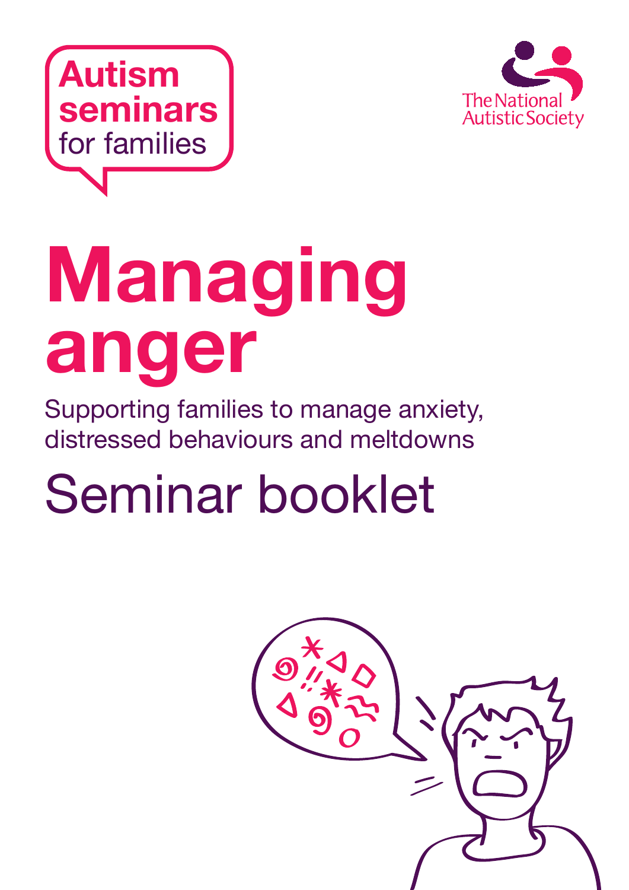Autism seminars for families

The National Autistic Society

# Managing anger

Supporting families to manage anxiety, distressed behaviours and meltdowns

## Seminar booklet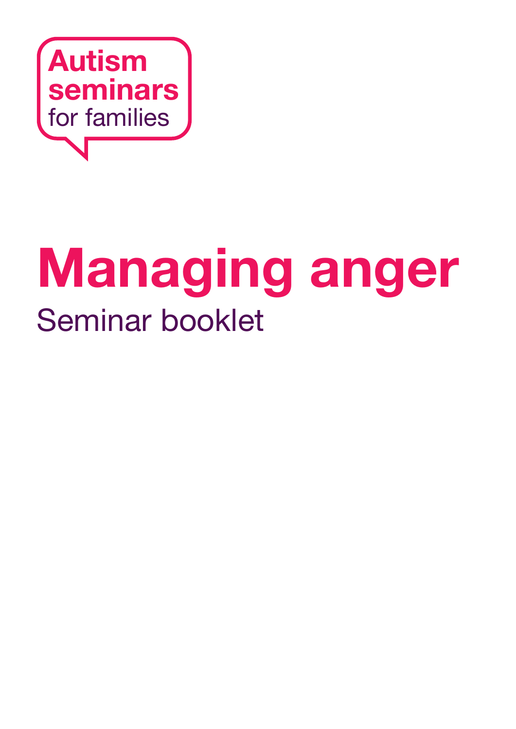Autism seminars for families

# Managing anger

Seminar booklet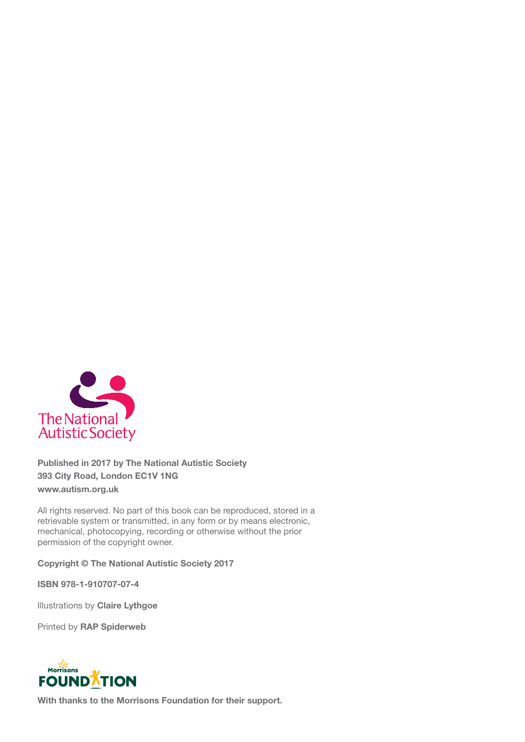The National Autistic Society

**Published in 2017 by The National Autistic Society**
**393 City Road, London EC1V 1NG**
**www.autism.org.uk**

All rights reserved. No part of this book can be reproduced, stored in a retrievable system or transmitted, in any form or by means electronic, mechanical, photocopying, recording or otherwise without the prior permission of the copyright owner.

**Copyright © The National Autistic Society 2017**

**ISBN 978-1-910707-07-4**

Illustrations by **Claire Lythgoe**

Printed by **RAP Spiderweb**

Morrisons FOUNDATION

**With thanks to the Morrisons Foundation for their support.**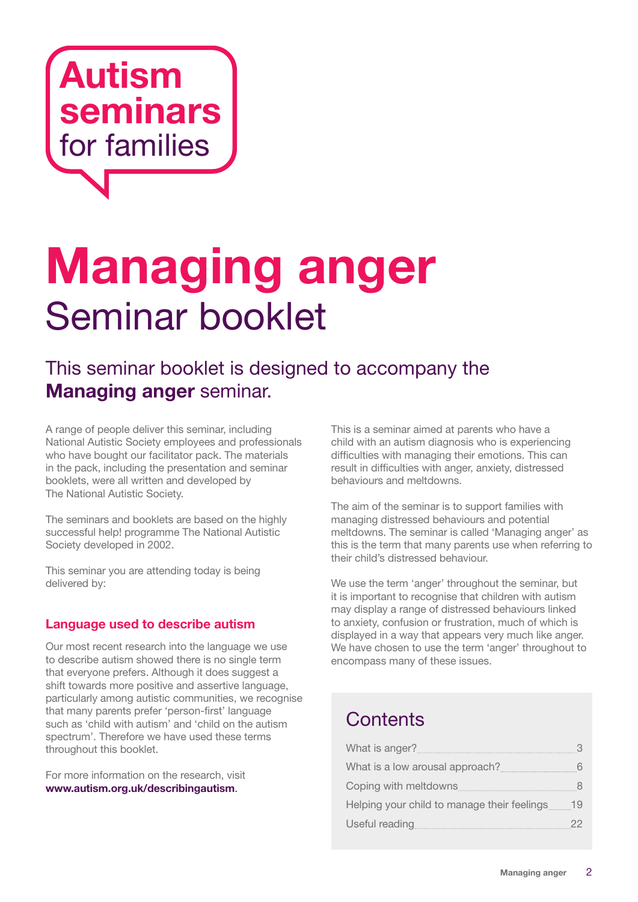**Autism seminars** for families

# Managing anger

## Seminar booklet

### This seminar booklet is designed to accompany the **Managing anger** seminar.

A range of people deliver this seminar, including National Autistic Society employees and professionals who have bought our facilitator pack. The materials in the pack, including the presentation and seminar booklets, were all written and developed by The National Autistic Society.

The seminars and booklets are based on the highly successful help! programme The National Autistic Society developed in 2002.

This seminar you are attending today is being delivered by:

### Language used to describe autism

Our most recent research into the language we use to describe autism showed there is no single term that everyone prefers. Although it does suggest a shift towards more positive and assertive language, particularly among autistic communities, we recognise that many parents prefer 'person-first' language such as 'child with autism' and 'child on the autism spectrum'. Therefore we have used these terms throughout this booklet.

For more information on the research, visit **www.autism.org.uk/describingautism**.

This is a seminar aimed at parents who have a child with an autism diagnosis who is experiencing difficulties with managing their emotions. This can result in difficulties with anger, anxiety, distressed behaviours and meltdowns.

The aim of the seminar is to support families with managing distressed behaviours and potential meltdowns. The seminar is called 'Managing anger' as this is the term that many parents use when referring to their child's distressed behaviour.

We use the term 'anger' throughout the seminar, but it is important to recognise that children with autism may display a range of distressed behaviours linked to anxiety, confusion or frustration, much of which is displayed in a way that appears very much like anger. We have chosen to use the term 'anger' throughout to encompass many of these issues.

## Contents

| | |
|---|---|
| What is anger? | 3 |
| What is a low arousal approach? | 6 |
| Coping with meltdowns | 8 |
| Helping your child to manage their feelings | 19 |
| Useful reading | 22 |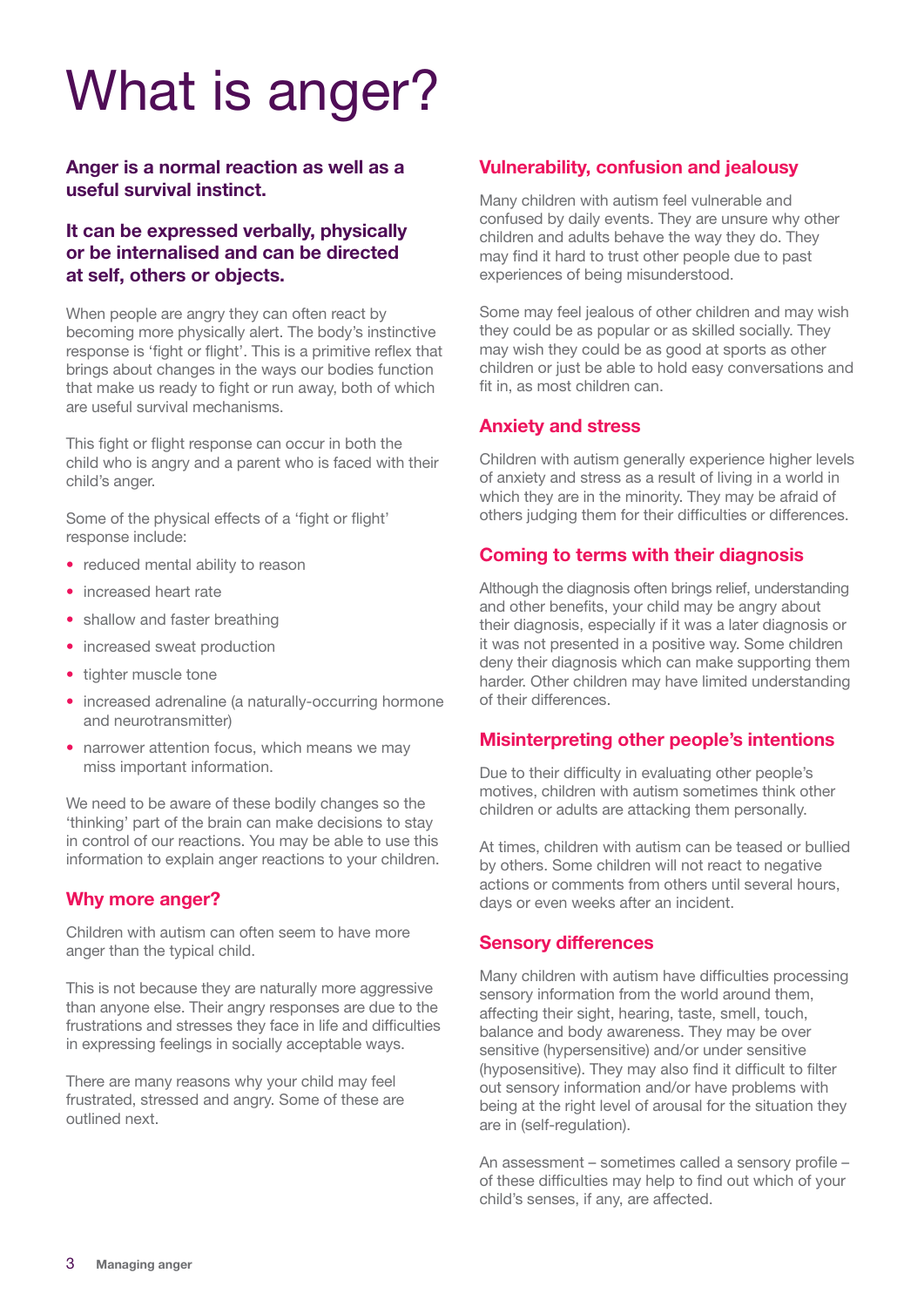# What is anger?

**Anger is a normal reaction as well as a useful survival instinct.**

**It can be expressed verbally, physically or be internalised and can be directed at self, others or objects.**

When people are angry they can often react by becoming more physically alert. The body's instinctive response is 'fight or flight'. This is a primitive reflex that brings about changes in the ways our bodies function that make us ready to fight or run away, both of which are useful survival mechanisms.

This fight or flight response can occur in both the child who is angry and a parent who is faced with their child's anger.

Some of the physical effects of a 'fight or flight' response include:

- reduced mental ability to reason
- increased heart rate
- shallow and faster breathing
- increased sweat production
- tighter muscle tone
- increased adrenaline (a naturally-occurring hormone and neurotransmitter)
- narrower attention focus, which means we may miss important information.

We need to be aware of these bodily changes so the 'thinking' part of the brain can make decisions to stay in control of our reactions. You may be able to use this information to explain anger reactions to your children.

## Why more anger?

Children with autism can often seem to have more anger than the typical child.

This is not because they are naturally more aggressive than anyone else. Their angry responses are due to the frustrations and stresses they face in life and difficulties in expressing feelings in socially acceptable ways.

There are many reasons why your child may feel frustrated, stressed and angry. Some of these are outlined next.

## Vulnerability, confusion and jealousy

Many children with autism feel vulnerable and confused by daily events. They are unsure why other children and adults behave the way they do. They may find it hard to trust other people due to past experiences of being misunderstood.

Some may feel jealous of other children and may wish they could be as popular or as skilled socially. They may wish they could be as good at sports as other children or just be able to hold easy conversations and fit in, as most children can.

## Anxiety and stress

Children with autism generally experience higher levels of anxiety and stress as a result of living in a world in which they are in the minority. They may be afraid of others judging them for their difficulties or differences.

## Coming to terms with their diagnosis

Although the diagnosis often brings relief, understanding and other benefits, your child may be angry about their diagnosis, especially if it was a later diagnosis or it was not presented in a positive way. Some children deny their diagnosis which can make supporting them harder. Other children may have limited understanding of their differences.

## Misinterpreting other people's intentions

Due to their difficulty in evaluating other people's motives, children with autism sometimes think other children or adults are attacking them personally.

At times, children with autism can be teased or bullied by others. Some children will not react to negative actions or comments from others until several hours, days or even weeks after an incident.

## Sensory differences

Many children with autism have difficulties processing sensory information from the world around them, affecting their sight, hearing, taste, smell, touch, balance and body awareness. They may be over sensitive (hypersensitive) and/or under sensitive (hyposensitive). They may also find it difficult to filter out sensory information and/or have problems with being at the right level of arousal for the situation they are in (self-regulation).

An assessment – sometimes called a sensory profile – of these difficulties may help to find out which of your child's senses, if any, are affected.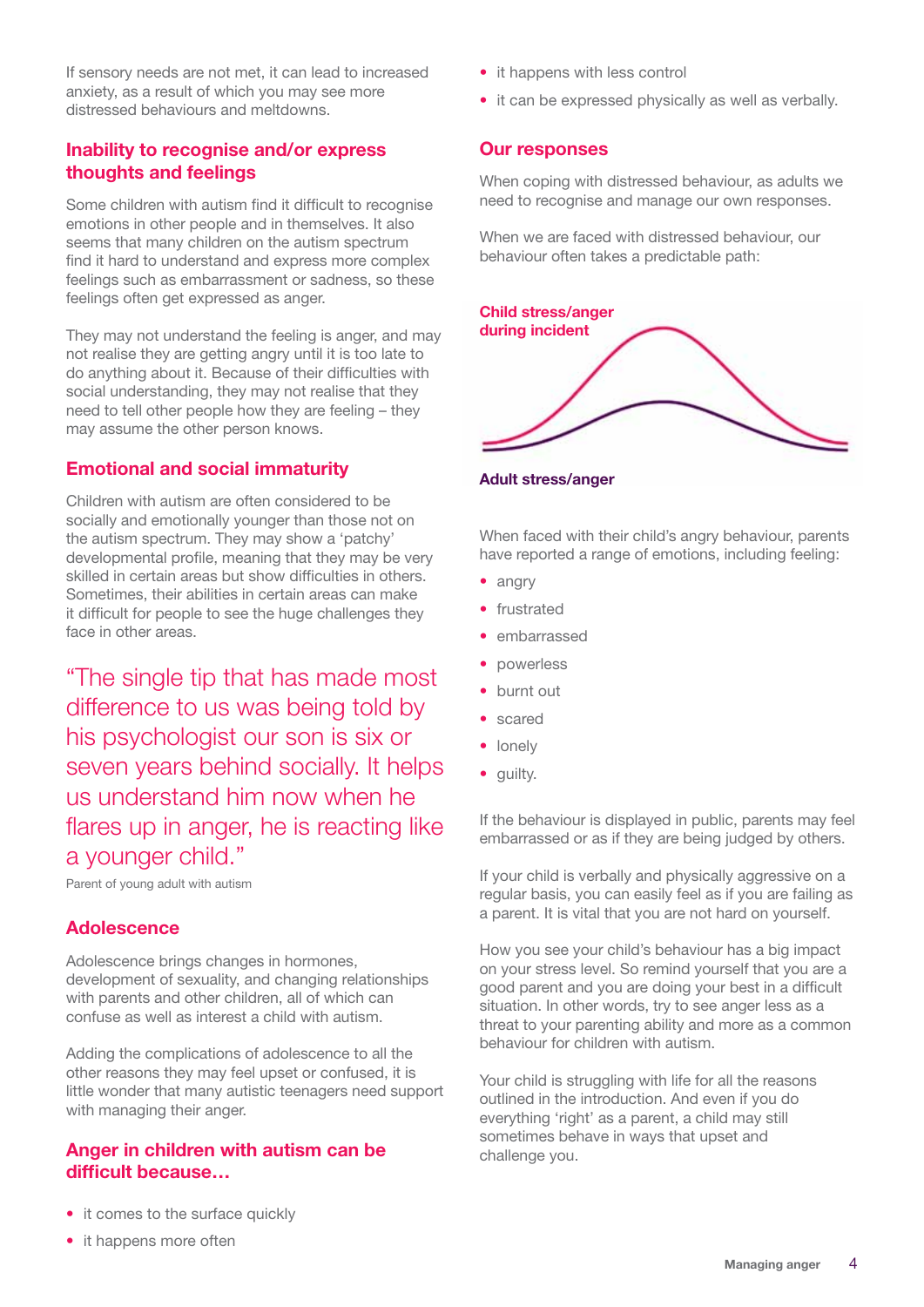If sensory needs are not met, it can lead to increased anxiety, as a result of which you may see more distressed behaviours and meltdowns.

## Inability to recognise and/or express thoughts and feelings

Some children with autism find it difficult to recognise emotions in other people and in themselves. It also seems that many children on the autism spectrum find it hard to understand and express more complex feelings such as embarrassment or sadness, so these feelings often get expressed as anger.

They may not understand the feeling is anger, and may not realise they are getting angry until it is too late to do anything about it. Because of their difficulties with social understanding, they may not realise that they need to tell other people how they are feeling – they may assume the other person knows.

## Emotional and social immaturity

Children with autism are often considered to be socially and emotionally younger than those not on the autism spectrum. They may show a 'patchy' developmental profile, meaning that they may be very skilled in certain areas but show difficulties in others. Sometimes, their abilities in certain areas can make it difficult for people to see the huge challenges they face in other areas.

> "The single tip that has made most difference to us was being told by his psychologist our son is six or seven years behind socially. It helps us understand him now when he flares up in anger, he is reacting like a younger child."
>
> Parent of young adult with autism

## Adolescence

Adolescence brings changes in hormones, development of sexuality, and changing relationships with parents and other children, all of which can confuse as well as interest a child with autism.

Adding the complications of adolescence to all the other reasons they may feel upset or confused, it is little wonder that many autistic teenagers need support with managing their anger.

## Anger in children with autism can be difficult because…

- it comes to the surface quickly
- it happens more often
- it happens with less control
- it can be expressed physically as well as verbally.

## Our responses

When coping with distressed behaviour, as adults we need to recognise and manage our own responses.

When we are faced with distressed behaviour, our behaviour often takes a predictable path:

**Child stress/anger during incident**

**Adult stress/anger**

When faced with their child's angry behaviour, parents have reported a range of emotions, including feeling:

- angry
- frustrated
- embarrassed
- powerless
- burnt out
- scared
- lonely
- guilty.

If the behaviour is displayed in public, parents may feel embarrassed or as if they are being judged by others.

If your child is verbally and physically aggressive on a regular basis, you can easily feel as if you are failing as a parent. It is vital that you are not hard on yourself.

How you see your child's behaviour has a big impact on your stress level. So remind yourself that you are a good parent and you are doing your best in a difficult situation. In other words, try to see anger less as a threat to your parenting ability and more as a common behaviour for children with autism.

Your child is struggling with life for all the reasons outlined in the introduction. And even if you do everything 'right' as a parent, a child may still sometimes behave in ways that upset and challenge you.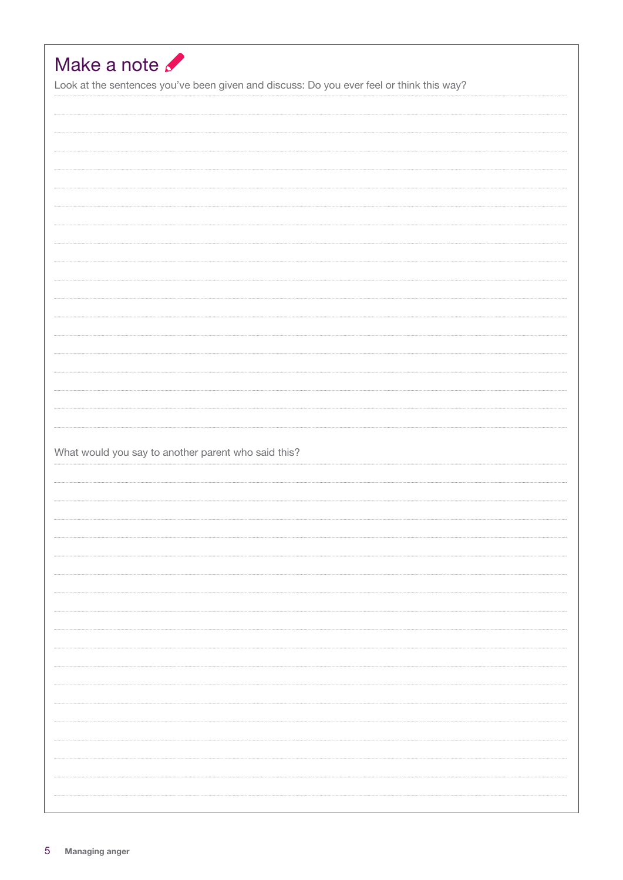## Make a note

Look at the sentences you've been given and discuss: Do you ever feel or think this way?

What would you say to another parent who said this?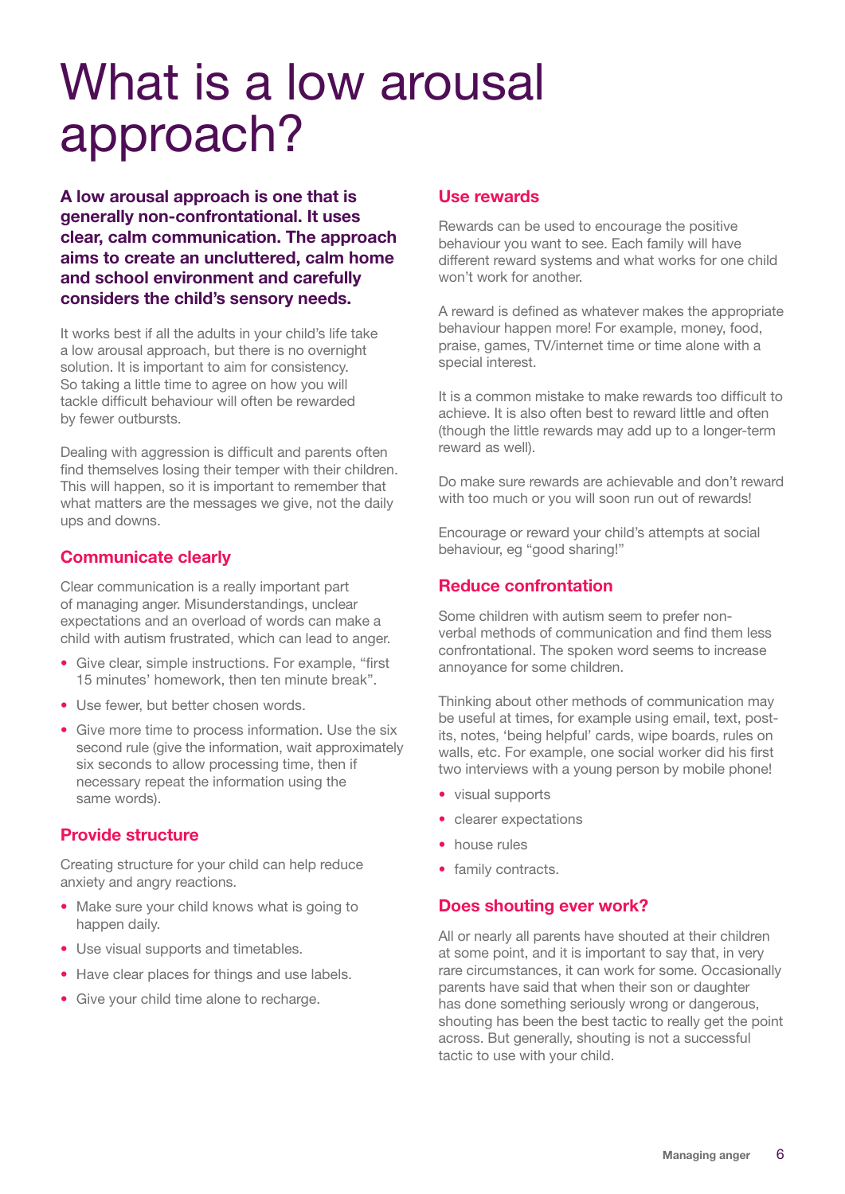# What is a low arousal approach?

**A low arousal approach is one that is generally non-confrontational. It uses clear, calm communication. The approach aims to create an uncluttered, calm home and school environment and carefully considers the child's sensory needs.**

It works best if all the adults in your child's life take a low arousal approach, but there is no overnight solution. It is important to aim for consistency. So taking a little time to agree on how you will tackle difficult behaviour will often be rewarded by fewer outbursts.

Dealing with aggression is difficult and parents often find themselves losing their temper with their children. This will happen, so it is important to remember that what matters are the messages we give, not the daily ups and downs.

## Communicate clearly

Clear communication is a really important part of managing anger. Misunderstandings, unclear expectations and an overload of words can make a child with autism frustrated, which can lead to anger.

- Give clear, simple instructions. For example, "first 15 minutes' homework, then ten minute break".
- Use fewer, but better chosen words.
- Give more time to process information. Use the six second rule (give the information, wait approximately six seconds to allow processing time, then if necessary repeat the information using the same words).

## Provide structure

Creating structure for your child can help reduce anxiety and angry reactions.

- Make sure your child knows what is going to happen daily.
- Use visual supports and timetables.
- Have clear places for things and use labels.
- Give your child time alone to recharge.

## Use rewards

Rewards can be used to encourage the positive behaviour you want to see. Each family will have different reward systems and what works for one child won't work for another.

A reward is defined as whatever makes the appropriate behaviour happen more! For example, money, food, praise, games, TV/internet time or time alone with a special interest.

It is a common mistake to make rewards too difficult to achieve. It is also often best to reward little and often (though the little rewards may add up to a longer-term reward as well).

Do make sure rewards are achievable and don't reward with too much or you will soon run out of rewards!

Encourage or reward your child's attempts at social behaviour, eg "good sharing!"

## Reduce confrontation

Some children with autism seem to prefer non-verbal methods of communication and find them less confrontational. The spoken word seems to increase annoyance for some children.

Thinking about other methods of communication may be useful at times, for example using email, text, post-its, notes, 'being helpful' cards, wipe boards, rules on walls, etc. For example, one social worker did his first two interviews with a young person by mobile phone!

- visual supports
- clearer expectations
- house rules
- family contracts.

## Does shouting ever work?

All or nearly all parents have shouted at their children at some point, and it is important to say that, in very rare circumstances, it can work for some. Occasionally parents have said that when their son or daughter has done something seriously wrong or dangerous, shouting has been the best tactic to really get the point across. But generally, shouting is not a successful tactic to use with your child.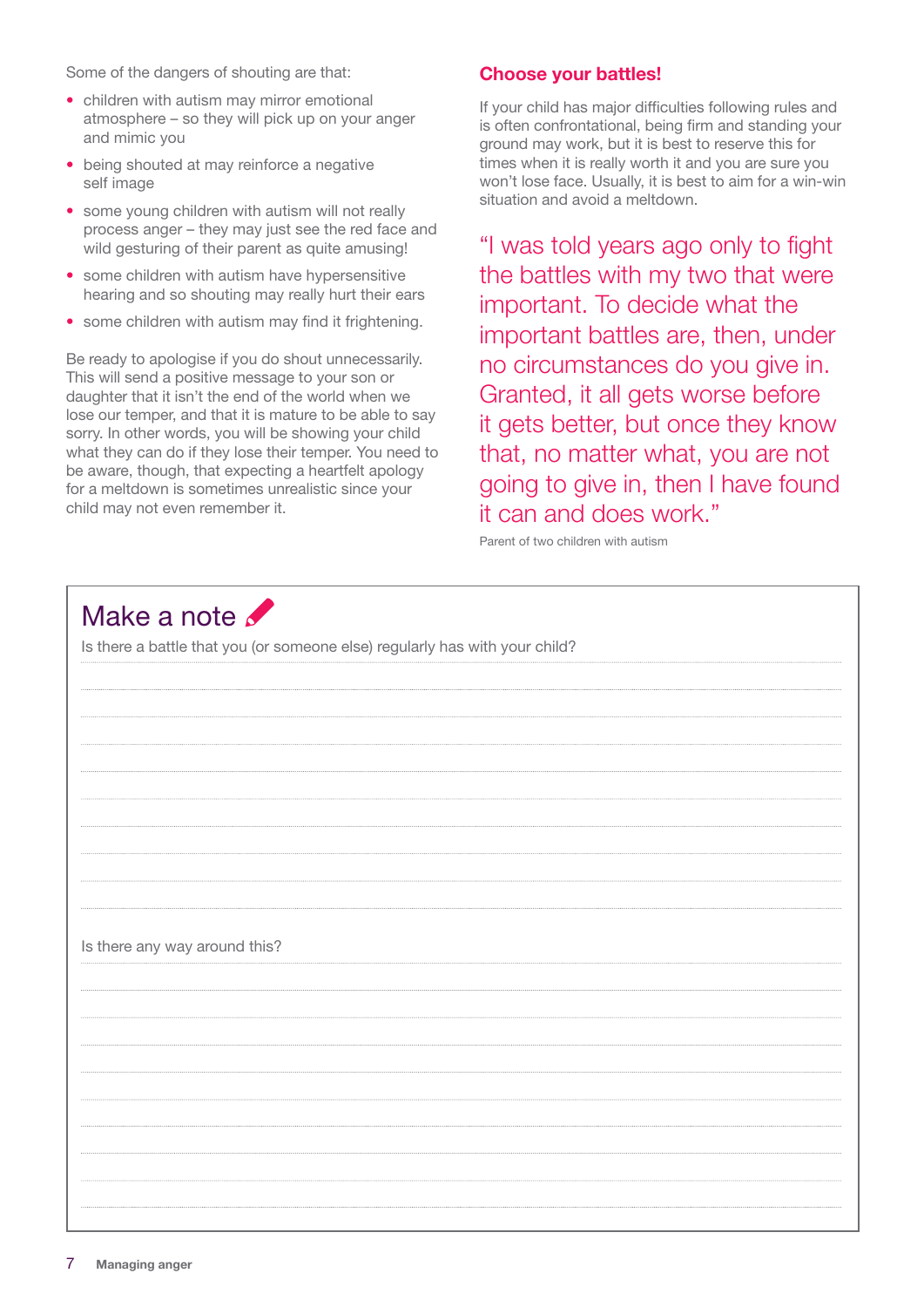Some of the dangers of shouting are that:

- children with autism may mirror emotional atmosphere – so they will pick up on your anger and mimic you
- being shouted at may reinforce a negative self image
- some young children with autism will not really process anger – they may just see the red face and wild gesturing of their parent as quite amusing!
- some children with autism have hypersensitive hearing and so shouting may really hurt their ears
- some children with autism may find it frightening.

Be ready to apologise if you do shout unnecessarily. This will send a positive message to your son or daughter that it isn't the end of the world when we lose our temper, and that it is mature to be able to say sorry. In other words, you will be showing your child what they can do if they lose their temper. You need to be aware, though, that expecting a heartfelt apology for a meltdown is sometimes unrealistic since your child may not even remember it.

## Choose your battles!

If your child has major difficulties following rules and is often confrontational, being firm and standing your ground may work, but it is best to reserve this for times when it is really worth it and you are sure you won't lose face. Usually, it is best to aim for a win-win situation and avoid a meltdown.

> "I was told years ago only to fight the battles with my two that were important. To decide what the important battles are, then, under no circumstances do you give in. Granted, it all gets worse before it gets better, but once they know that, no matter what, you are not going to give in, then I have found it can and does work."

Parent of two children with autism

## Make a note

Is there a battle that you (or someone else) regularly has with your child?

Is there any way around this?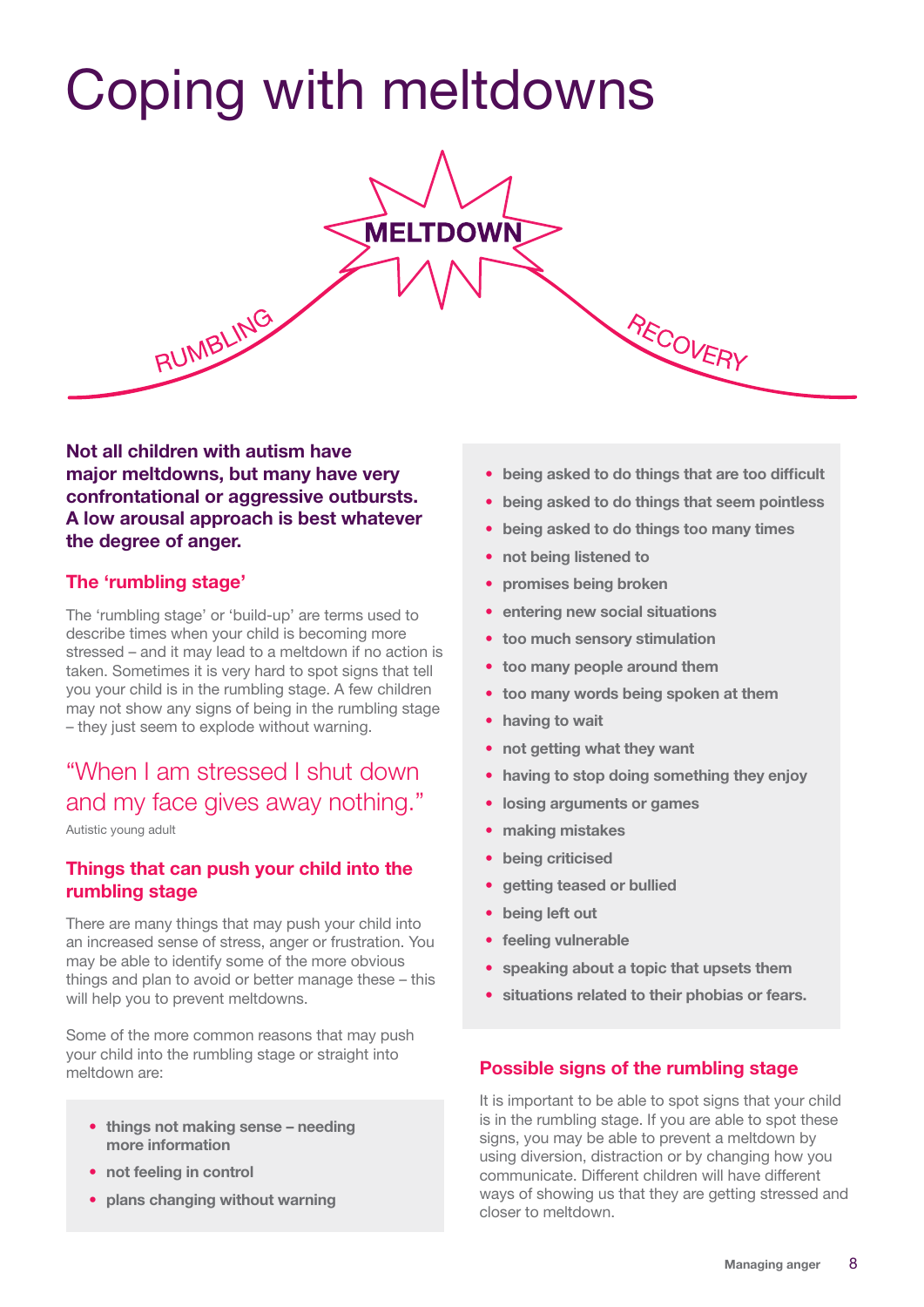# Coping with meltdowns

MELTDOWN

RUMBLING

RECOVERY

**Not all children with autism have major meltdowns, but many have very confrontational or aggressive outbursts. A low arousal approach is best whatever the degree of anger.**

## The 'rumbling stage'

The 'rumbling stage' or 'build-up' are terms used to describe times when your child is becoming more stressed – and it may lead to a meltdown if no action is taken. Sometimes it is very hard to spot signs that tell you your child is in the rumbling stage. A few children may not show any signs of being in the rumbling stage – they just seem to explode without warning.

> "When I am stressed I shut down and my face gives away nothing."
>
> Autistic young adult

## Things that can push your child into the rumbling stage

There are many things that may push your child into an increased sense of stress, anger or frustration. You may be able to identify some of the more obvious things and plan to avoid or better manage these – this will help you to prevent meltdowns.

Some of the more common reasons that may push your child into the rumbling stage or straight into meltdown are:

- **things not making sense – needing more information**
- **not feeling in control**
- **plans changing without warning**
- **being asked to do things that are too difficult**
- **being asked to do things that seem pointless**
- **being asked to do things too many times**
- **not being listened to**
- **promises being broken**
- **entering new social situations**
- **too much sensory stimulation**
- **too many people around them**
- **too many words being spoken at them**
- **having to wait**
- **not getting what they want**
- **having to stop doing something they enjoy**
- **losing arguments or games**
- **making mistakes**
- **being criticised**
- **getting teased or bullied**
- **being left out**
- **feeling vulnerable**
- **speaking about a topic that upsets them**
- **situations related to their phobias or fears.**

## Possible signs of the rumbling stage

It is important to be able to spot signs that your child is in the rumbling stage. If you are able to spot these signs, you may be able to prevent a meltdown by using diversion, distraction or by changing how you communicate. Different children will have different ways of showing us that they are getting stressed and closer to meltdown.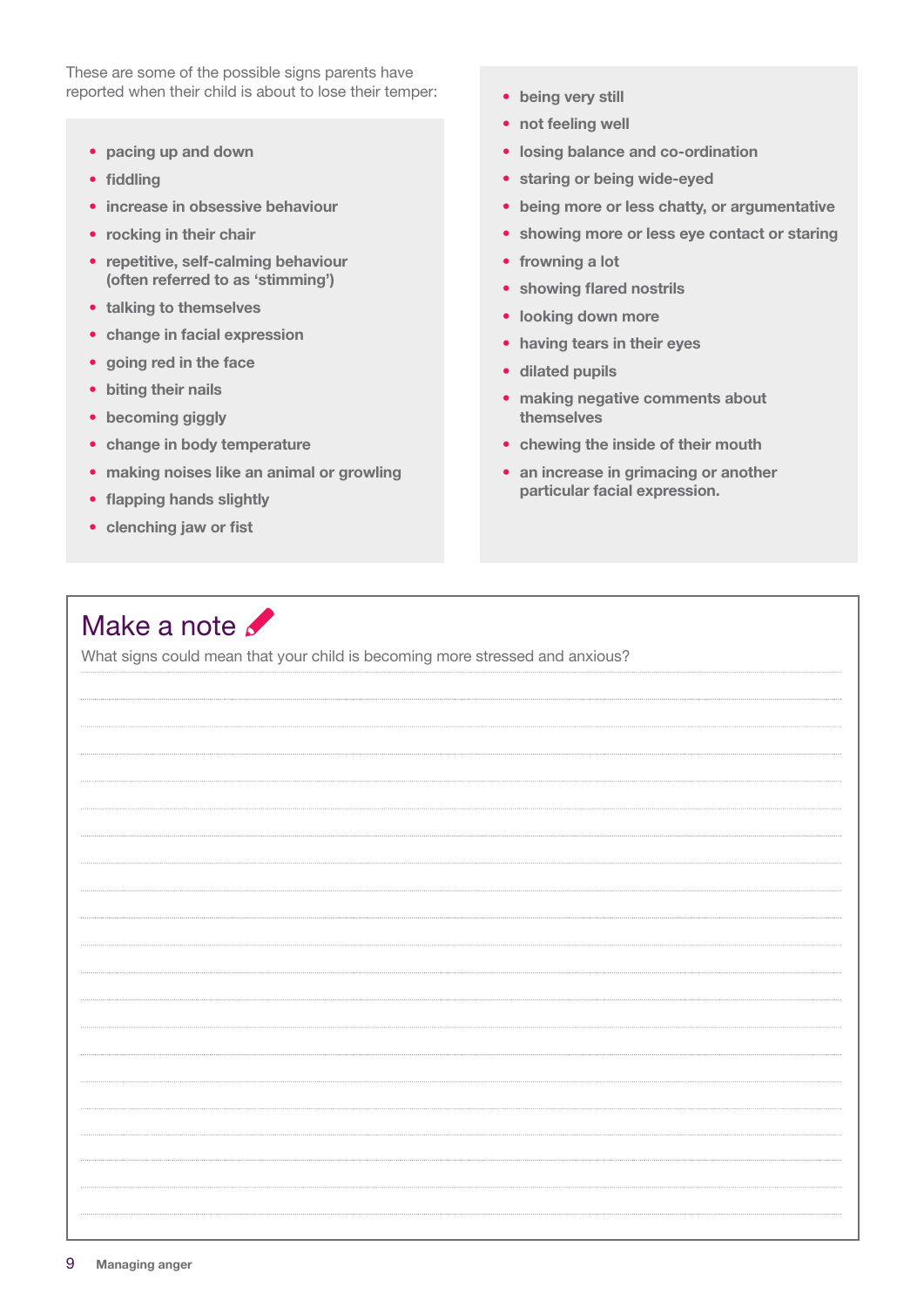These are some of the possible signs parents have reported when their child is about to lose their temper:

- pacing up and down
- fiddling
- increase in obsessive behaviour
- rocking in their chair
- repetitive, self-calming behaviour (often referred to as 'stimming')
- talking to themselves
- change in facial expression
- going red in the face
- biting their nails
- becoming giggly
- change in body temperature
- making noises like an animal or growling
- flapping hands slightly
- clenching jaw or fist
- being very still
- not feeling well
- losing balance and co-ordination
- staring or being wide-eyed
- being more or less chatty, or argumentative
- showing more or less eye contact or staring
- frowning a lot
- showing flared nostrils
- looking down more
- having tears in their eyes
- dilated pupils
- making negative comments about themselves
- chewing the inside of their mouth
- an increase in grimacing or another particular facial expression.

## Make a note

What signs could mean that your child is becoming more stressed and anxious?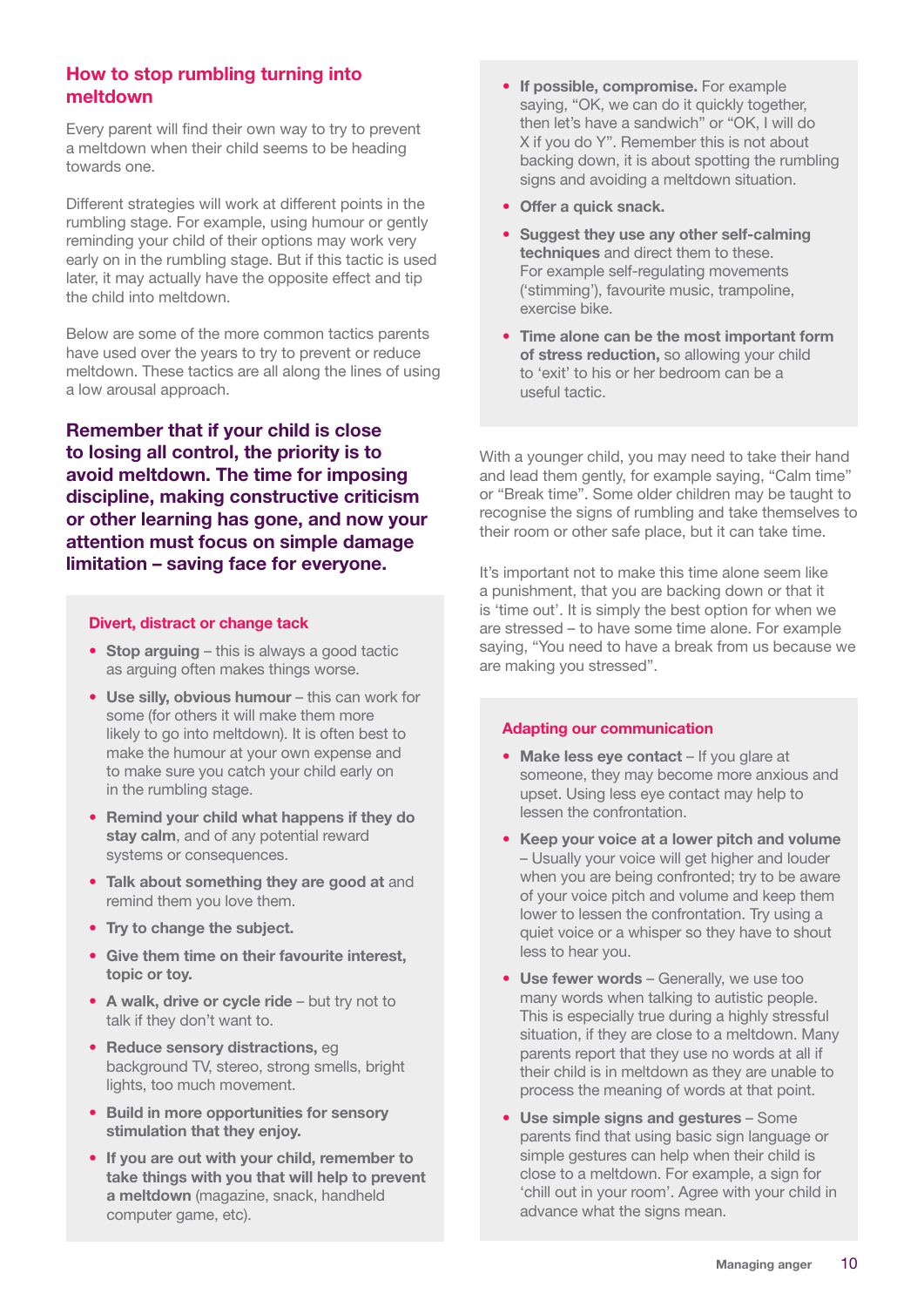## How to stop rumbling turning into meltdown

Every parent will find their own way to try to prevent a meltdown when their child seems to be heading towards one.

Different strategies will work at different points in the rumbling stage. For example, using humour or gently reminding your child of their options may work very early on in the rumbling stage. But if this tactic is used later, it may actually have the opposite effect and tip the child into meltdown.

Below are some of the more common tactics parents have used over the years to try to prevent or reduce meltdown. These tactics are all along the lines of using a low arousal approach.

**Remember that if your child is close to losing all control, the priority is to avoid meltdown. The time for imposing discipline, making constructive criticism or other learning has gone, and now your attention must focus on simple damage limitation – saving face for everyone.**

### Divert, distract or change tack

- **Stop arguing** – this is always a good tactic as arguing often makes things worse.
- **Use silly, obvious humour** – this can work for some (for others it will make them more likely to go into meltdown). It is often best to make the humour at your own expense and to make sure you catch your child early on in the rumbling stage.
- **Remind your child what happens if they do stay calm**, and of any potential reward systems or consequences.
- **Talk about something they are good at** and remind them you love them.
- **Try to change the subject.**
- **Give them time on their favourite interest, topic or toy.**
- **A walk, drive or cycle ride** – but try not to talk if they don't want to.
- **Reduce sensory distractions,** eg background TV, stereo, strong smells, bright lights, too much movement.
- **Build in more opportunities for sensory stimulation that they enjoy.**
- **If you are out with your child, remember to take things with you that will help to prevent a meltdown** (magazine, snack, handheld computer game, etc).
- **If possible, compromise.** For example saying, "OK, we can do it quickly together, then let's have a sandwich" or "OK, I will do X if you do Y". Remember this is not about backing down, it is about spotting the rumbling signs and avoiding a meltdown situation.
- **Offer a quick snack.**
- **Suggest they use any other self-calming techniques** and direct them to these. For example self-regulating movements ('stimming'), favourite music, trampoline, exercise bike.
- **Time alone can be the most important form of stress reduction,** so allowing your child to 'exit' to his or her bedroom can be a useful tactic.

With a younger child, you may need to take their hand and lead them gently, for example saying, "Calm time" or "Break time". Some older children may be taught to recognise the signs of rumbling and take themselves to their room or other safe place, but it can take time.

It's important not to make this time alone seem like a punishment, that you are backing down or that it is 'time out'. It is simply the best option for when we are stressed – to have some time alone. For example saying, "You need to have a break from us because we are making you stressed".

### Adapting our communication

- **Make less eye contact** – If you glare at someone, they may become more anxious and upset. Using less eye contact may help to lessen the confrontation.
- **Keep your voice at a lower pitch and volume** – Usually your voice will get higher and louder when you are being confronted; try to be aware of your voice pitch and volume and keep them lower to lessen the confrontation. Try using a quiet voice or a whisper so they have to shout less to hear you.
- **Use fewer words** – Generally, we use too many words when talking to autistic people. This is especially true during a highly stressful situation, if they are close to a meltdown. Many parents report that they use no words at all if their child is in meltdown as they are unable to process the meaning of words at that point.
- **Use simple signs and gestures** – Some parents find that using basic sign language or simple gestures can help when their child is close to a meltdown. For example, a sign for 'chill out in your room'. Agree with your child in advance what the signs mean.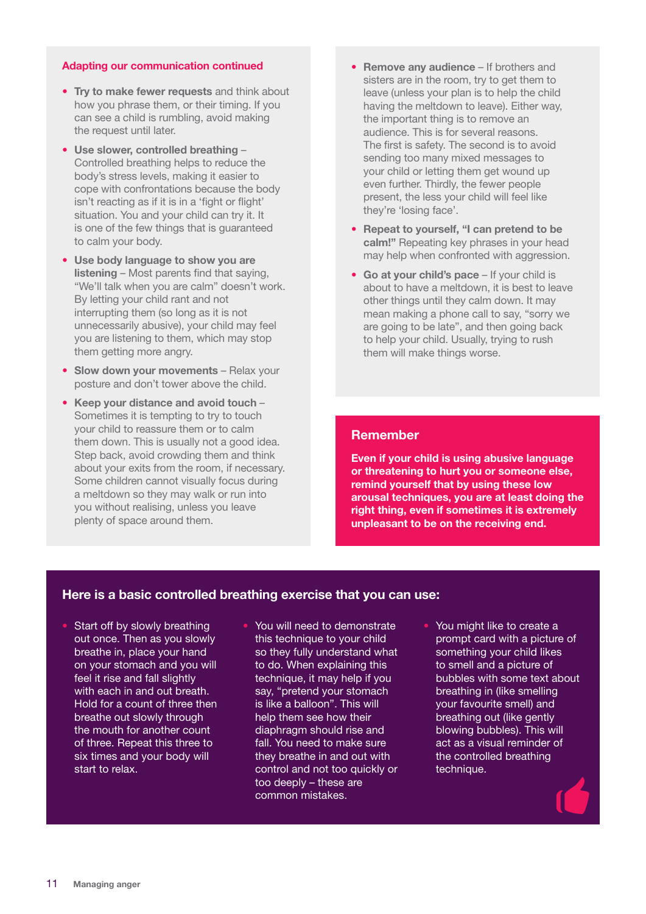### Adapting our communication continued

- **Try to make fewer requests** and think about how you phrase them, or their timing. If you can see a child is rumbling, avoid making the request until later.
- **Use slower, controlled breathing** – Controlled breathing helps to reduce the body's stress levels, making it easier to cope with confrontations because the body isn't reacting as if it is in a 'fight or flight' situation. You and your child can try it. It is one of the few things that is guaranteed to calm your body.
- **Use body language to show you are listening** – Most parents find that saying, "We'll talk when you are calm" doesn't work. By letting your child rant and not interrupting them (so long as it is not unnecessarily abusive), your child may feel you are listening to them, which may stop them getting more angry.
- **Slow down your movements** – Relax your posture and don't tower above the child.
- **Keep your distance and avoid touch** – Sometimes it is tempting to try to touch your child to reassure them or to calm them down. This is usually not a good idea. Step back, avoid crowding them and think about your exits from the room, if necessary. Some children cannot visually focus during a meltdown so they may walk or run into you without realising, unless you leave plenty of space around them.
- **Remove any audience** – If brothers and sisters are in the room, try to get them to leave (unless your plan is to help the child having the meltdown to leave). Either way, the important thing is to remove an audience. This is for several reasons. The first is safety. The second is to avoid sending too many mixed messages to your child or letting them get wound up even further. Thirdly, the fewer people present, the less your child will feel like they're 'losing face'.
- **Repeat to yourself, "I can pretend to be calm!"** Repeating key phrases in your head may help when confronted with aggression.
- **Go at your child's pace** – If your child is about to have a meltdown, it is best to leave other things until they calm down. It may mean making a phone call to say, "sorry we are going to be late", and then going back to help your child. Usually, trying to rush them will make things worse.

### Remember

**Even if your child is using abusive language or threatening to hurt you or someone else, remind yourself that by using these low arousal techniques, you are at least doing the right thing, even if sometimes it is extremely unpleasant to be on the receiving end.**

### Here is a basic controlled breathing exercise that you can use:

- Start off by slowly breathing out once. Then as you slowly breathe in, place your hand on your stomach and you will feel it rise and fall slightly with each in and out breath. Hold for a count of three then breathe out slowly through the mouth for another count of three. Repeat this three to six times and your body will start to relax.
- You will need to demonstrate this technique to your child so they fully understand what to do. When explaining this technique, it may help if you say, "pretend your stomach is like a balloon". This will help them see how their diaphragm should rise and fall. You need to make sure they breathe in and out with control and not too quickly or too deeply – these are common mistakes.
- You might like to create a prompt card with a picture of something your child likes to smell and a picture of bubbles with some text about breathing in (like smelling your favourite smell) and breathing out (like gently blowing bubbles). This will act as a visual reminder of the controlled breathing technique.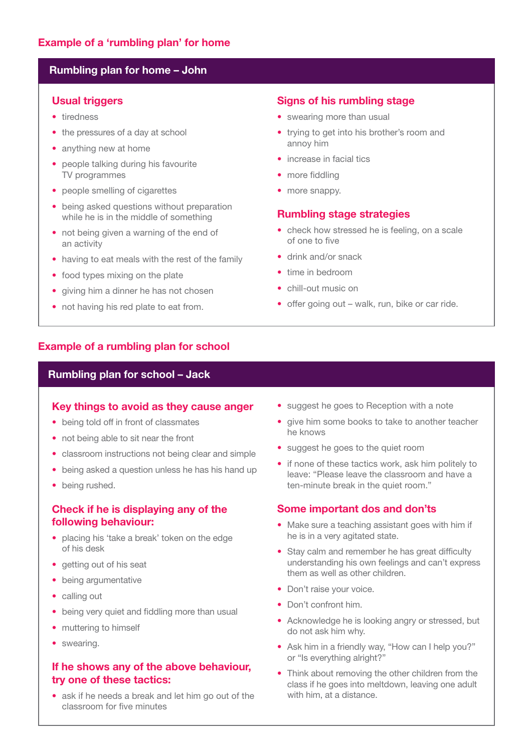## Example of a 'rumbling plan' for home

### Rumbling plan for home – John

#### Usual triggers

- tiredness
- the pressures of a day at school
- anything new at home
- people talking during his favourite TV programmes
- people smelling of cigarettes
- being asked questions without preparation while he is in the middle of something
- not being given a warning of the end of an activity
- having to eat meals with the rest of the family
- food types mixing on the plate
- giving him a dinner he has not chosen
- not having his red plate to eat from.

#### Signs of his rumbling stage

- swearing more than usual
- trying to get into his brother's room and annoy him
- increase in facial tics
- more fiddling
- more snappy.

#### Rumbling stage strategies

- check how stressed he is feeling, on a scale of one to five
- drink and/or snack
- time in bedroom
- chill-out music on
- offer going out – walk, run, bike or car ride.

## Example of a rumbling plan for school

### Rumbling plan for school – Jack

#### Key things to avoid as they cause anger

- being told off in front of classmates
- not being able to sit near the front
- classroom instructions not being clear and simple
- being asked a question unless he has his hand up
- being rushed.

#### Check if he is displaying any of the following behaviour:

- placing his 'take a break' token on the edge of his desk
- getting out of his seat
- being argumentative
- calling out
- being very quiet and fiddling more than usual
- muttering to himself
- swearing.

#### If he shows any of the above behaviour, try one of these tactics:

- ask if he needs a break and let him go out of the classroom for five minutes
- suggest he goes to Reception with a note
- give him some books to take to another teacher he knows
- suggest he goes to the quiet room
- if none of these tactics work, ask him politely to leave: "Please leave the classroom and have a ten-minute break in the quiet room."

#### Some important dos and don'ts

- Make sure a teaching assistant goes with him if he is in a very agitated state.
- Stay calm and remember he has great difficulty understanding his own feelings and can't express them as well as other children.
- Don't raise your voice.
- Don't confront him.
- Acknowledge he is looking angry or stressed, but do not ask him why.
- Ask him in a friendly way, "How can I help you?" or "Is everything alright?"
- Think about removing the other children from the class if he goes into meltdown, leaving one adult with him, at a distance.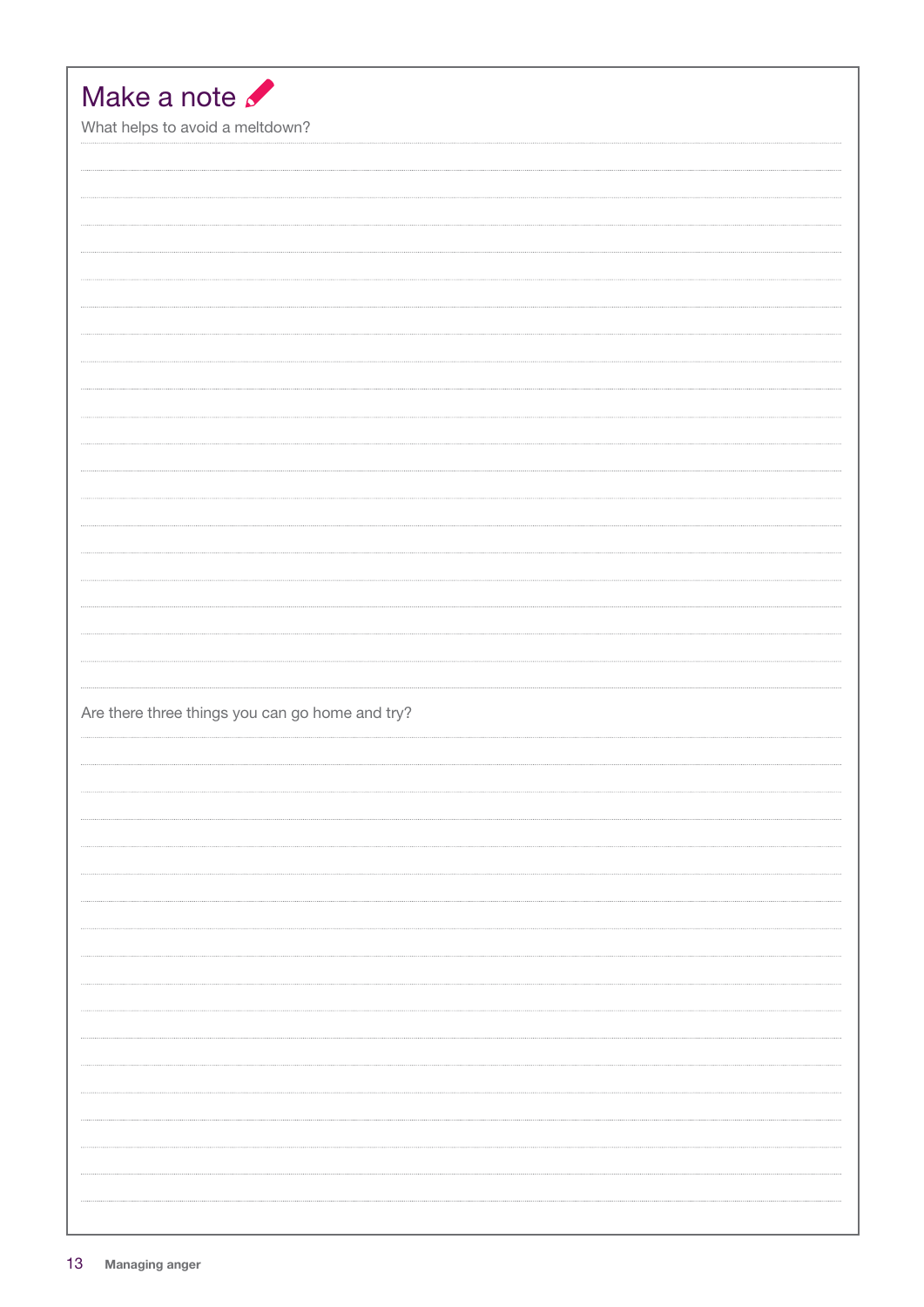## Make a note

What helps to avoid a meltdown?

Are there three things you can go home and try?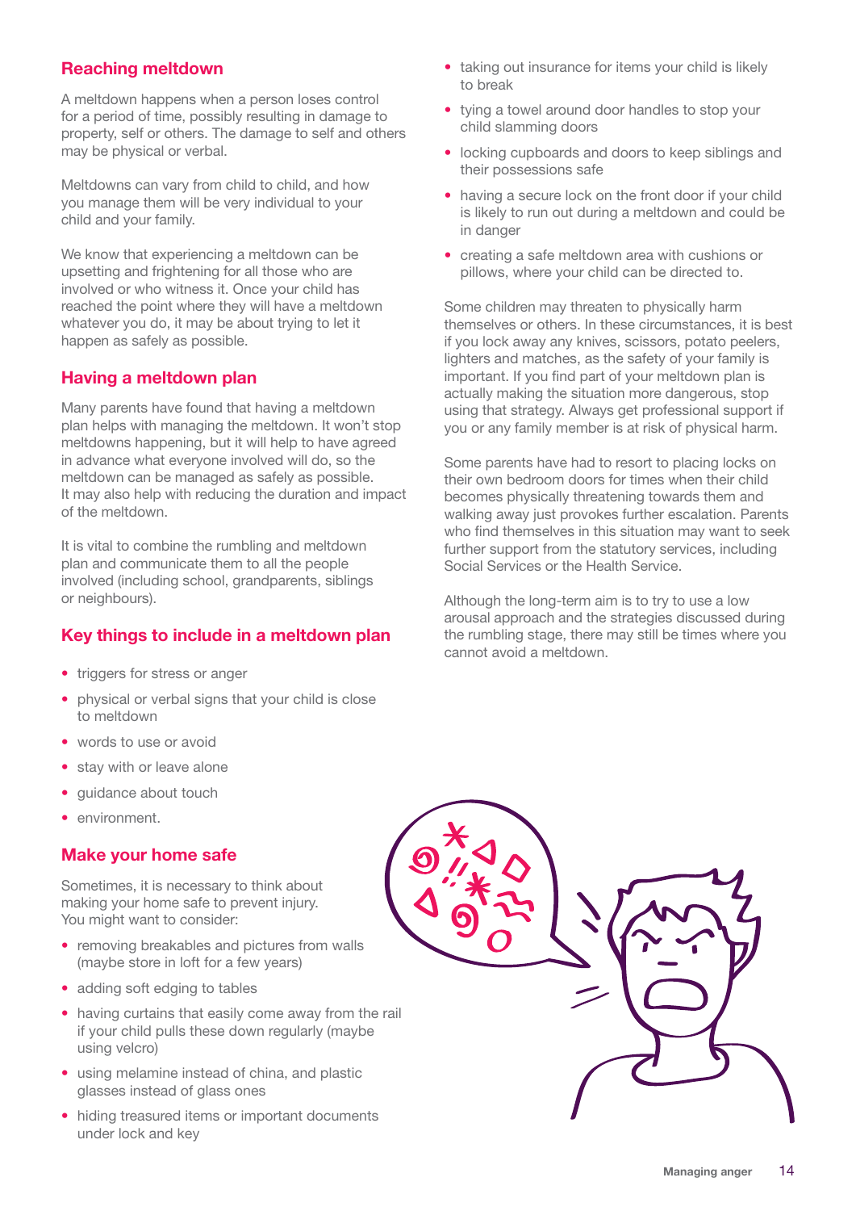## Reaching meltdown

A meltdown happens when a person loses control for a period of time, possibly resulting in damage to property, self or others. The damage to self and others may be physical or verbal.

Meltdowns can vary from child to child, and how you manage them will be very individual to your child and your family.

We know that experiencing a meltdown can be upsetting and frightening for all those who are involved or who witness it. Once your child has reached the point where they will have a meltdown whatever you do, it may be about trying to let it happen as safely as possible.

## Having a meltdown plan

Many parents have found that having a meltdown plan helps with managing the meltdown. It won't stop meltdowns happening, but it will help to have agreed in advance what everyone involved will do, so the meltdown can be managed as safely as possible. It may also help with reducing the duration and impact of the meltdown.

It is vital to combine the rumbling and meltdown plan and communicate them to all the people involved (including school, grandparents, siblings or neighbours).

## Key things to include in a meltdown plan

- triggers for stress or anger
- physical or verbal signs that your child is close to meltdown
- words to use or avoid
- stay with or leave alone
- guidance about touch
- environment.

## Make your home safe

Sometimes, it is necessary to think about making your home safe to prevent injury. You might want to consider:

- removing breakables and pictures from walls (maybe store in loft for a few years)
- adding soft edging to tables
- having curtains that easily come away from the rail if your child pulls these down regularly (maybe using velcro)
- using melamine instead of china, and plastic glasses instead of glass ones
- hiding treasured items or important documents under lock and key
- taking out insurance for items your child is likely to break
- tying a towel around door handles to stop your child slamming doors
- locking cupboards and doors to keep siblings and their possessions safe
- having a secure lock on the front door if your child is likely to run out during a meltdown and could be in danger
- creating a safe meltdown area with cushions or pillows, where your child can be directed to.

Some children may threaten to physically harm themselves or others. In these circumstances, it is best if you lock away any knives, scissors, potato peelers, lighters and matches, as the safety of your family is important. If you find part of your meltdown plan is actually making the situation more dangerous, stop using that strategy. Always get professional support if you or any family member is at risk of physical harm.

Some parents have had to resort to placing locks on their own bedroom doors for times when their child becomes physically threatening towards them and walking away just provokes further escalation. Parents who find themselves in this situation may want to seek further support from the statutory services, including Social Services or the Health Service.

Although the long-term aim is to try to use a low arousal approach and the strategies discussed during the rumbling stage, there may still be times where you cannot avoid a meltdown.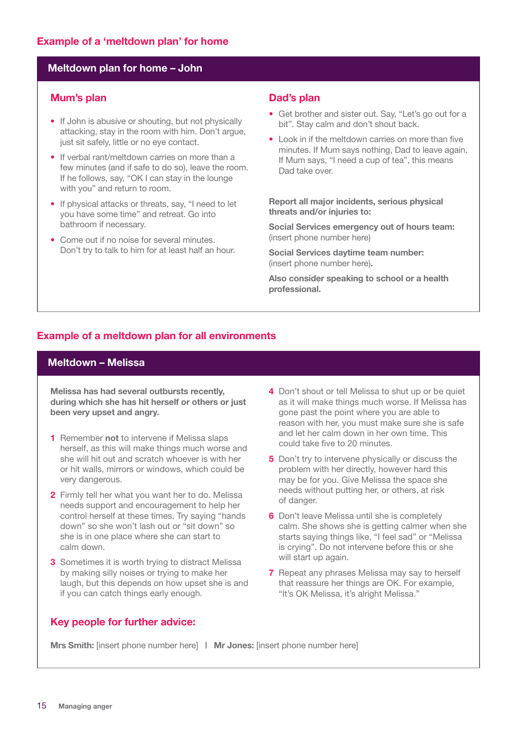## Example of a 'meltdown plan' for home

### Meltdown plan for home – John

#### Mum's plan

- If John is abusive or shouting, but not physically attacking, stay in the room with him. Don't argue, just sit safely, little or no eye contact.
- If verbal rant/meltdown carries on more than a few minutes (and if safe to do so), leave the room. If he follows, say, "OK I can stay in the lounge with you" and return to room.
- If physical attacks or threats, say, "I need to let you have some time" and retreat. Go into bathroom if necessary.
- Come out if no noise for several minutes. Don't try to talk to him for at least half an hour.

#### Dad's plan

- Get brother and sister out. Say, "Let's go out for a bit". Stay calm and don't shout back.
- Look in if the meltdown carries on more than five minutes. If Mum says nothing, Dad to leave again. If Mum says, "I need a cup of tea", this means Dad take over.

**Report all major incidents, serious physical threats and/or injuries to:**

**Social Services emergency out of hours team:** (insert phone number here)

**Social Services daytime team number:** (insert phone number here).

**Also consider speaking to school or a health professional.**

## Example of a meltdown plan for all environments

### Meltdown – Melissa

**Melissa has had several outbursts recently, during which she has hit herself or others or just been very upset and angry.**

1. Remember **not** to intervene if Melissa slaps herself, as this will make things much worse and she will hit out and scratch whoever is with her or hit walls, mirrors or windows, which could be very dangerous.
2. Firmly tell her what you want her to do. Melissa needs support and encouragement to help her control herself at these times. Try saying "hands down" so she won't lash out or "sit down" so she is in one place where she can start to calm down.
3. Sometimes it is worth trying to distract Melissa by making silly noises or trying to make her laugh, but this depends on how upset she is and if you can catch things early enough.
4. Don't shout or tell Melissa to shut up or be quiet as it will make things much worse. If Melissa has gone past the point where you are able to reason with her, you must make sure she is safe and let her calm down in her own time. This could take five to 20 minutes.
5. Don't try to intervene physically or discuss the problem with her directly, however hard this may be for you. Give Melissa the space she needs without putting her, or others, at risk of danger.
6. Don't leave Melissa until she is completely calm. She shows she is getting calmer when she starts saying things like, "I feel sad" or "Melissa is crying". Do not intervene before this or she will start up again.
7. Repeat any phrases Melissa may say to herself that reassure her things are OK. For example, "It's OK Melissa, it's alright Melissa."

#### Key people for further advice:

**Mrs Smith:** [insert phone number here] | **Mr Jones:** [insert phone number here]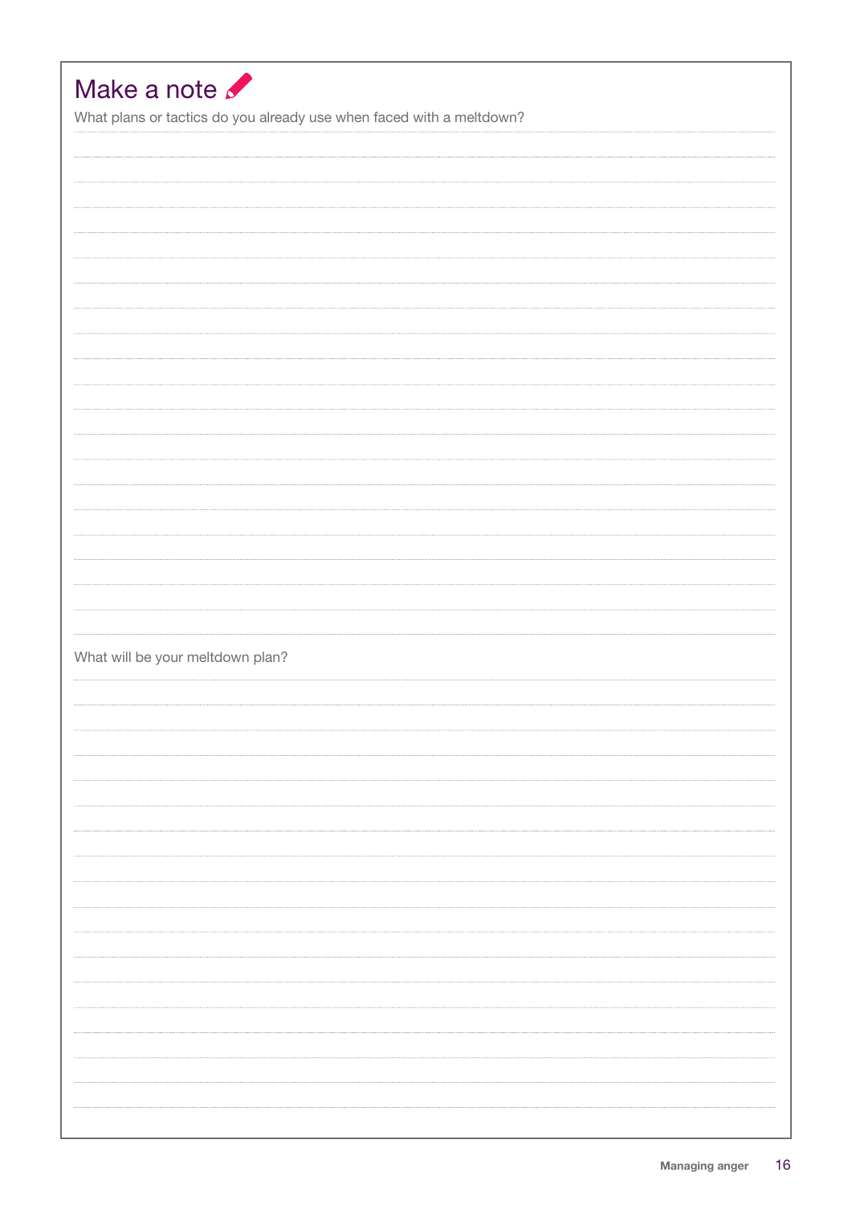## Make a note

What plans or tactics do you already use when faced with a meltdown?

What will be your meltdown plan?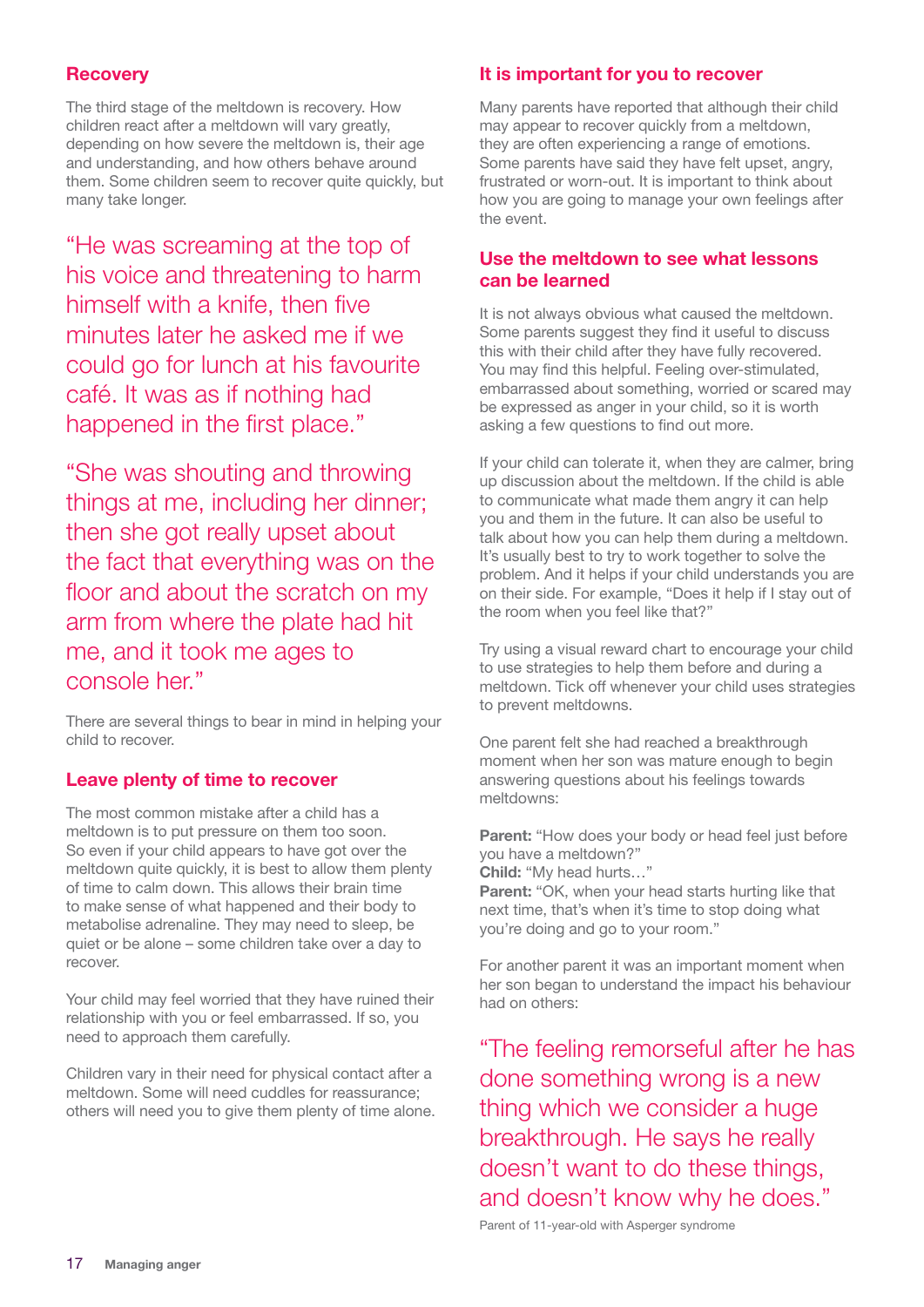## Recovery

The third stage of the meltdown is recovery. How children react after a meltdown will vary greatly, depending on how severe the meltdown is, their age and understanding, and how others behave around them. Some children seem to recover quite quickly, but many take longer.

> "He was screaming at the top of his voice and threatening to harm himself with a knife, then five minutes later he asked me if we could go for lunch at his favourite café. It was as if nothing had happened in the first place."

> "She was shouting and throwing things at me, including her dinner; then she got really upset about the fact that everything was on the floor and about the scratch on my arm from where the plate had hit me, and it took me ages to console her."

There are several things to bear in mind in helping your child to recover.

### Leave plenty of time to recover

The most common mistake after a child has a meltdown is to put pressure on them too soon. So even if your child appears to have got over the meltdown quite quickly, it is best to allow them plenty of time to calm down. This allows their brain time to make sense of what happened and their body to metabolise adrenaline. They may need to sleep, be quiet or be alone – some children take over a day to recover.

Your child may feel worried that they have ruined their relationship with you or feel embarrassed. If so, you need to approach them carefully.

Children vary in their need for physical contact after a meltdown. Some will need cuddles for reassurance; others will need you to give them plenty of time alone.

### It is important for you to recover

Many parents have reported that although their child may appear to recover quickly from a meltdown, they are often experiencing a range of emotions. Some parents have said they have felt upset, angry, frustrated or worn-out. It is important to think about how you are going to manage your own feelings after the event.

### Use the meltdown to see what lessons can be learned

It is not always obvious what caused the meltdown. Some parents suggest they find it useful to discuss this with their child after they have fully recovered. You may find this helpful. Feeling over-stimulated, embarrassed about something, worried or scared may be expressed as anger in your child, so it is worth asking a few questions to find out more.

If your child can tolerate it, when they are calmer, bring up discussion about the meltdown. If the child is able to communicate what made them angry it can help you and them in the future. It can also be useful to talk about how you can help them during a meltdown. It's usually best to try to work together to solve the problem. And it helps if your child understands you are on their side. For example, "Does it help if I stay out of the room when you feel like that?"

Try using a visual reward chart to encourage your child to use strategies to help them before and during a meltdown. Tick off whenever your child uses strategies to prevent meltdowns.

One parent felt she had reached a breakthrough moment when her son was mature enough to begin answering questions about his feelings towards meltdowns:

**Parent:** "How does your body or head feel just before you have a meltdown?"
**Child:** "My head hurts…"
**Parent:** "OK, when your head starts hurting like that next time, that's when it's time to stop doing what you're doing and go to your room."

For another parent it was an important moment when her son began to understand the impact his behaviour had on others:

> "The feeling remorseful after he has done something wrong is a new thing which we consider a huge breakthrough. He says he really doesn't want to do these things, and doesn't know why he does."

Parent of 11-year-old with Asperger syndrome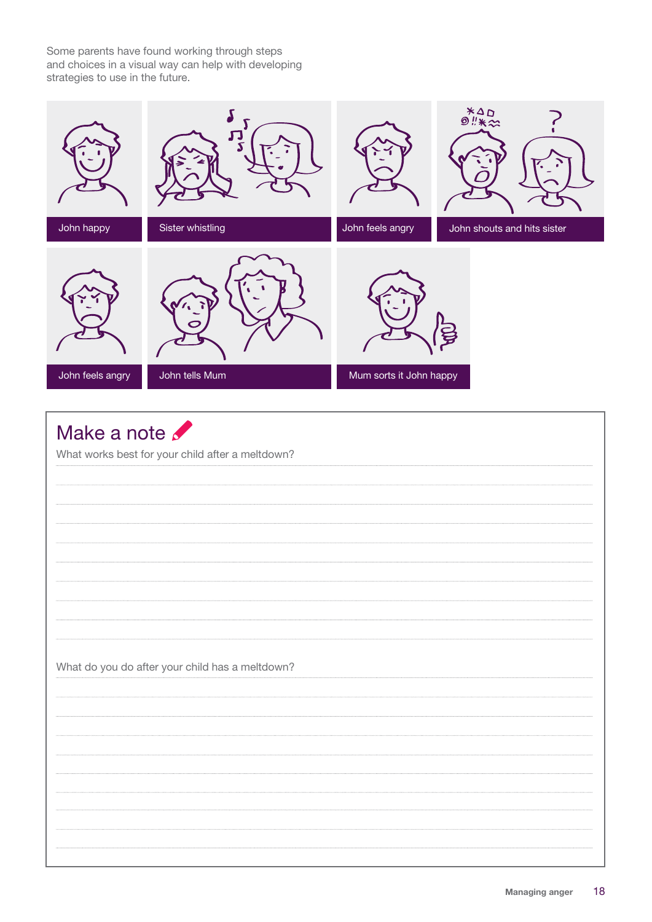Some parents have found working through steps and choices in a visual way can help with developing strategies to use in the future.

John happy

Sister whistling

John feels angry

John shouts and hits sister

John feels angry

John tells Mum

Mum sorts it John happy

## Make a note

What works best for your child after a meltdown?

What do you do after your child has a meltdown?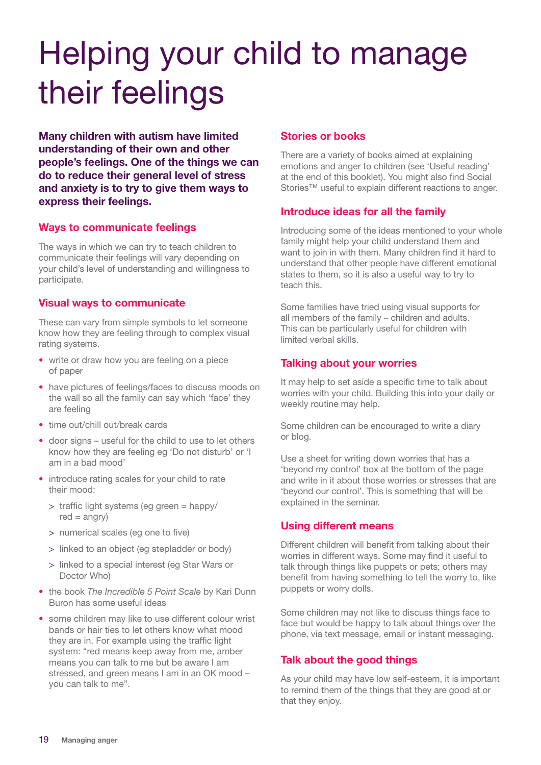# Helping your child to manage their feelings

**Many children with autism have limited understanding of their own and other people's feelings. One of the things we can do to reduce their general level of stress and anxiety is to try to give them ways to express their feelings.**

## Ways to communicate feelings

The ways in which we can try to teach children to communicate their feelings will vary depending on your child's level of understanding and willingness to participate.

## Visual ways to communicate

These can vary from simple symbols to let someone know how they are feeling through to complex visual rating systems.

- write or draw how you are feeling on a piece of paper
- have pictures of feelings/faces to discuss moods on the wall so all the family can say which 'face' they are feeling
- time out/chill out/break cards
- door signs – useful for the child to use to let others know how they are feeling eg 'Do not disturb' or 'I am in a bad mood'
- introduce rating scales for your child to rate their mood:
  - > traffic light systems (eg green = happy/ red = angry)
  - > numerical scales (eg one to five)
  - > linked to an object (eg stepladder or body)
  - > linked to a special interest (eg Star Wars or Doctor Who)
- the book *The Incredible 5 Point Scale* by Kari Dunn Buron has some useful ideas
- some children may like to use different colour wrist bands or hair ties to let others know what mood they are in. For example using the traffic light system: "red means keep away from me, amber means you can talk to me but be aware I am stressed, and green means I am in an OK mood – you can talk to me".

## Stories or books

There are a variety of books aimed at explaining emotions and anger to children (see 'Useful reading' at the end of this booklet). You might also find Social Stories™ useful to explain different reactions to anger.

## Introduce ideas for all the family

Introducing some of the ideas mentioned to your whole family might help your child understand them and want to join in with them. Many children find it hard to understand that other people have different emotional states to them, so it is also a useful way to try to teach this.

Some families have tried using visual supports for all members of the family – children and adults. This can be particularly useful for children with limited verbal skills.

## Talking about your worries

It may help to set aside a specific time to talk about worries with your child. Building this into your daily or weekly routine may help.

Some children can be encouraged to write a diary or blog.

Use a sheet for writing down worries that has a 'beyond my control' box at the bottom of the page and write in it about those worries or stresses that are 'beyond our control'. This is something that will be explained in the seminar.

## Using different means

Different children will benefit from talking about their worries in different ways. Some may find it useful to talk through things like puppets or pets; others may benefit from having something to tell the worry to, like puppets or worry dolls.

Some children may not like to discuss things face to face but would be happy to talk about things over the phone, via text message, email or instant messaging.

## Talk about the good things

As your child may have low self-esteem, it is important to remind them of the things that they are good at or that they enjoy.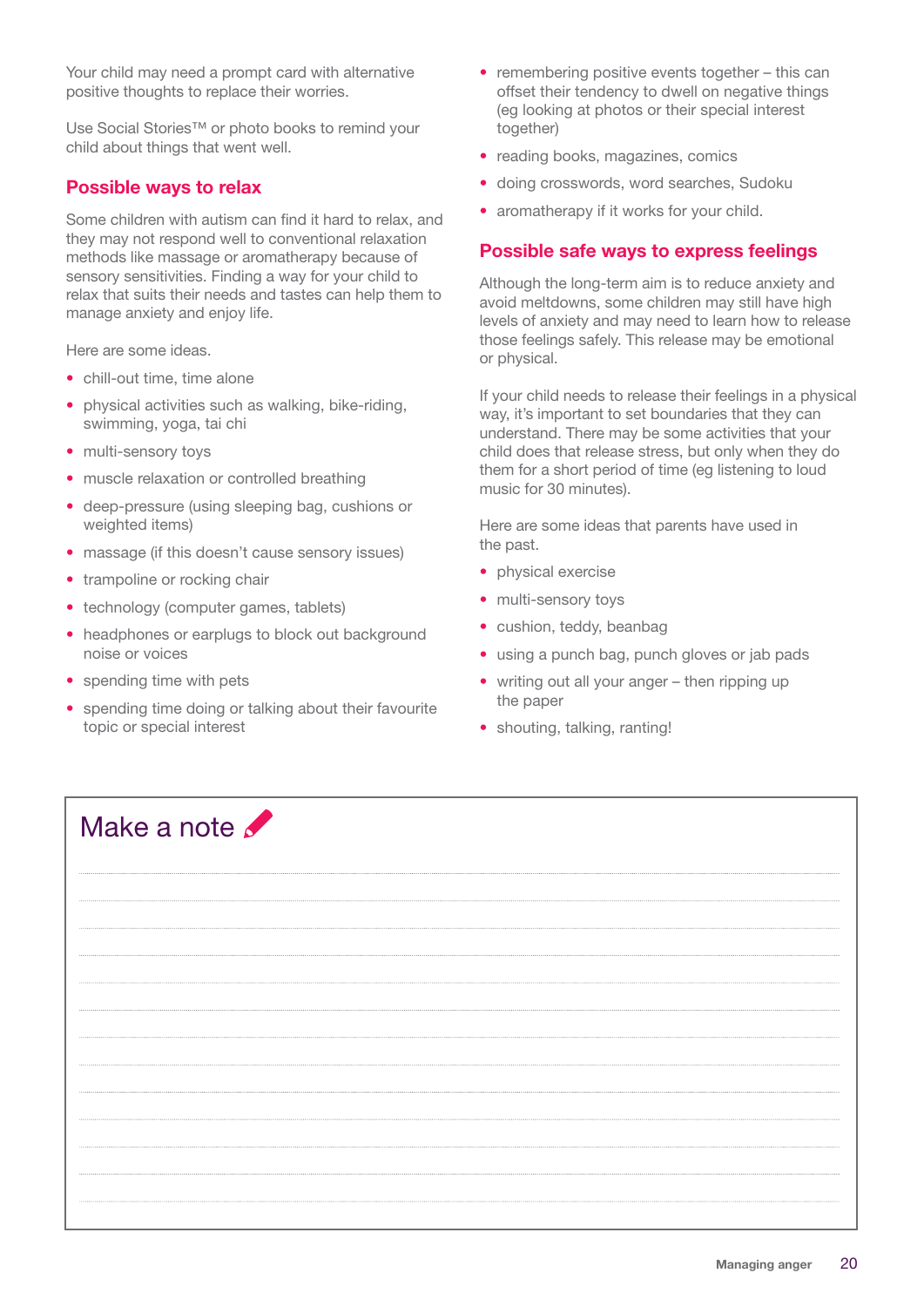Your child may need a prompt card with alternative positive thoughts to replace their worries.

Use Social Stories™ or photo books to remind your child about things that went well.

## Possible ways to relax

Some children with autism can find it hard to relax, and they may not respond well to conventional relaxation methods like massage or aromatherapy because of sensory sensitivities. Finding a way for your child to relax that suits their needs and tastes can help them to manage anxiety and enjoy life.

Here are some ideas.

- chill-out time, time alone
- physical activities such as walking, bike-riding, swimming, yoga, tai chi
- multi-sensory toys
- muscle relaxation or controlled breathing
- deep-pressure (using sleeping bag, cushions or weighted items)
- massage (if this doesn't cause sensory issues)
- trampoline or rocking chair
- technology (computer games, tablets)
- headphones or earplugs to block out background noise or voices
- spending time with pets
- spending time doing or talking about their favourite topic or special interest
- remembering positive events together – this can offset their tendency to dwell on negative things (eg looking at photos or their special interest together)
- reading books, magazines, comics
- doing crosswords, word searches, Sudoku
- aromatherapy if it works for your child.

## Possible safe ways to express feelings

Although the long-term aim is to reduce anxiety and avoid meltdowns, some children may still have high levels of anxiety and may need to learn how to release those feelings safely. This release may be emotional or physical.

If your child needs to release their feelings in a physical way, it's important to set boundaries that they can understand. There may be some activities that your child does that release stress, but only when they do them for a short period of time (eg listening to loud music for 30 minutes).

Here are some ideas that parents have used in the past.

- physical exercise
- multi-sensory toys
- cushion, teddy, beanbag
- using a punch bag, punch gloves or jab pads
- writing out all your anger – then ripping up the paper
- shouting, talking, ranting!

## Make a note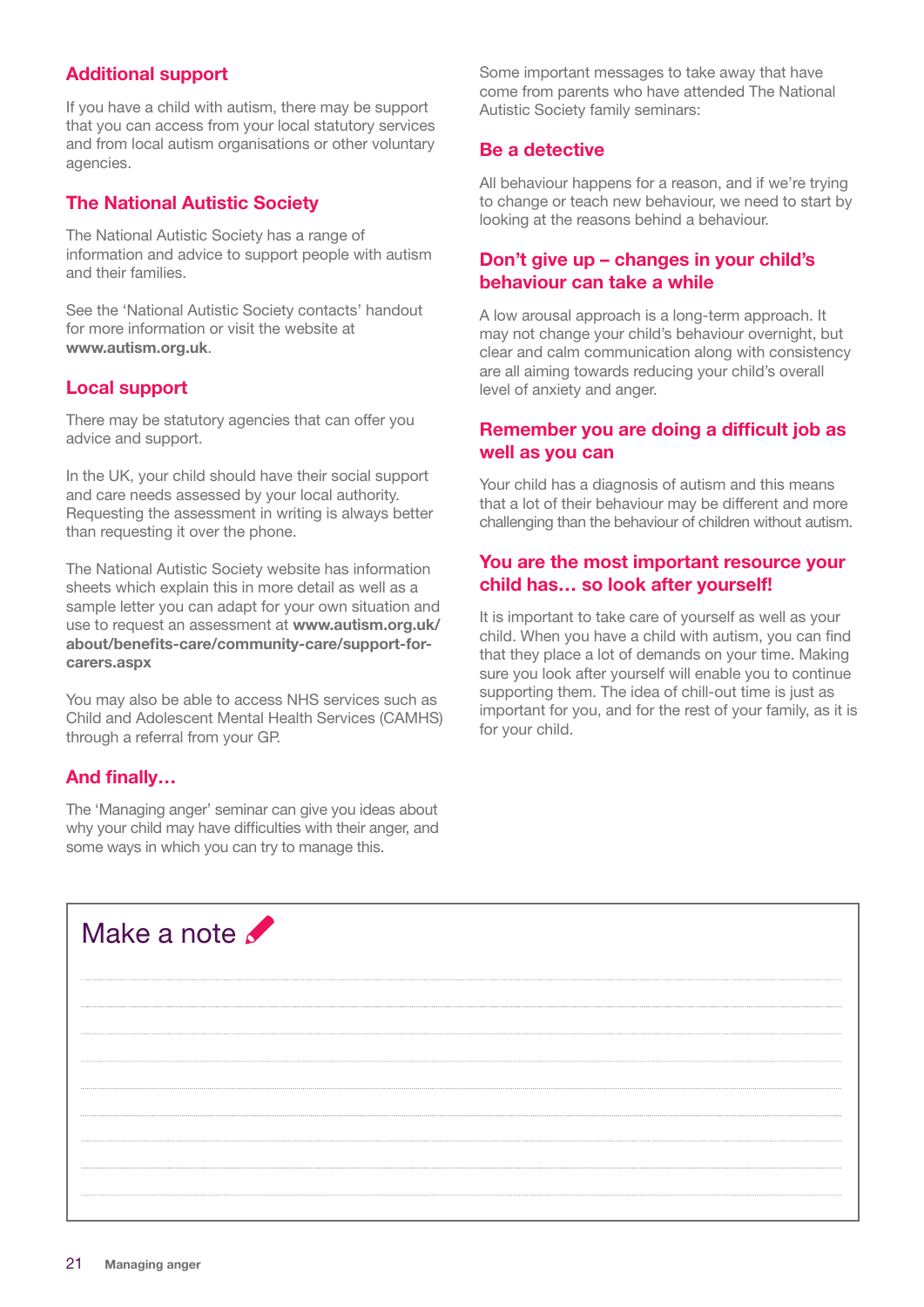## Additional support

If you have a child with autism, there may be support that you can access from your local statutory services and from local autism organisations or other voluntary agencies.

## The National Autistic Society

The National Autistic Society has a range of information and advice to support people with autism and their families.

See the 'National Autistic Society contacts' handout for more information or visit the website at **www.autism.org.uk**.

## Local support

There may be statutory agencies that can offer you advice and support.

In the UK, your child should have their social support and care needs assessed by your local authority. Requesting the assessment in writing is always better than requesting it over the phone.

The National Autistic Society website has information sheets which explain this in more detail as well as a sample letter you can adapt for your own situation and use to request an assessment at **www.autism.org.uk/about/benefits-care/community-care/support-for-carers.aspx**

You may also be able to access NHS services such as Child and Adolescent Mental Health Services (CAMHS) through a referral from your GP.

## And finally…

The 'Managing anger' seminar can give you ideas about why your child may have difficulties with their anger, and some ways in which you can try to manage this.

Some important messages to take away that have come from parents who have attended The National Autistic Society family seminars:

## Be a detective

All behaviour happens for a reason, and if we're trying to change or teach new behaviour, we need to start by looking at the reasons behind a behaviour.

## Don't give up – changes in your child's behaviour can take a while

A low arousal approach is a long-term approach. It may not change your child's behaviour overnight, but clear and calm communication along with consistency are all aiming towards reducing your child's overall level of anxiety and anger.

## Remember you are doing a difficult job as well as you can

Your child has a diagnosis of autism and this means that a lot of their behaviour may be different and more challenging than the behaviour of children without autism.

## You are the most important resource your child has… so look after yourself!

It is important to take care of yourself as well as your child. When you have a child with autism, you can find that they place a lot of demands on your time. Making sure you look after yourself will enable you to continue supporting them. The idea of chill-out time is just as important for you, and for the rest of your family, as it is for your child.

## Make a note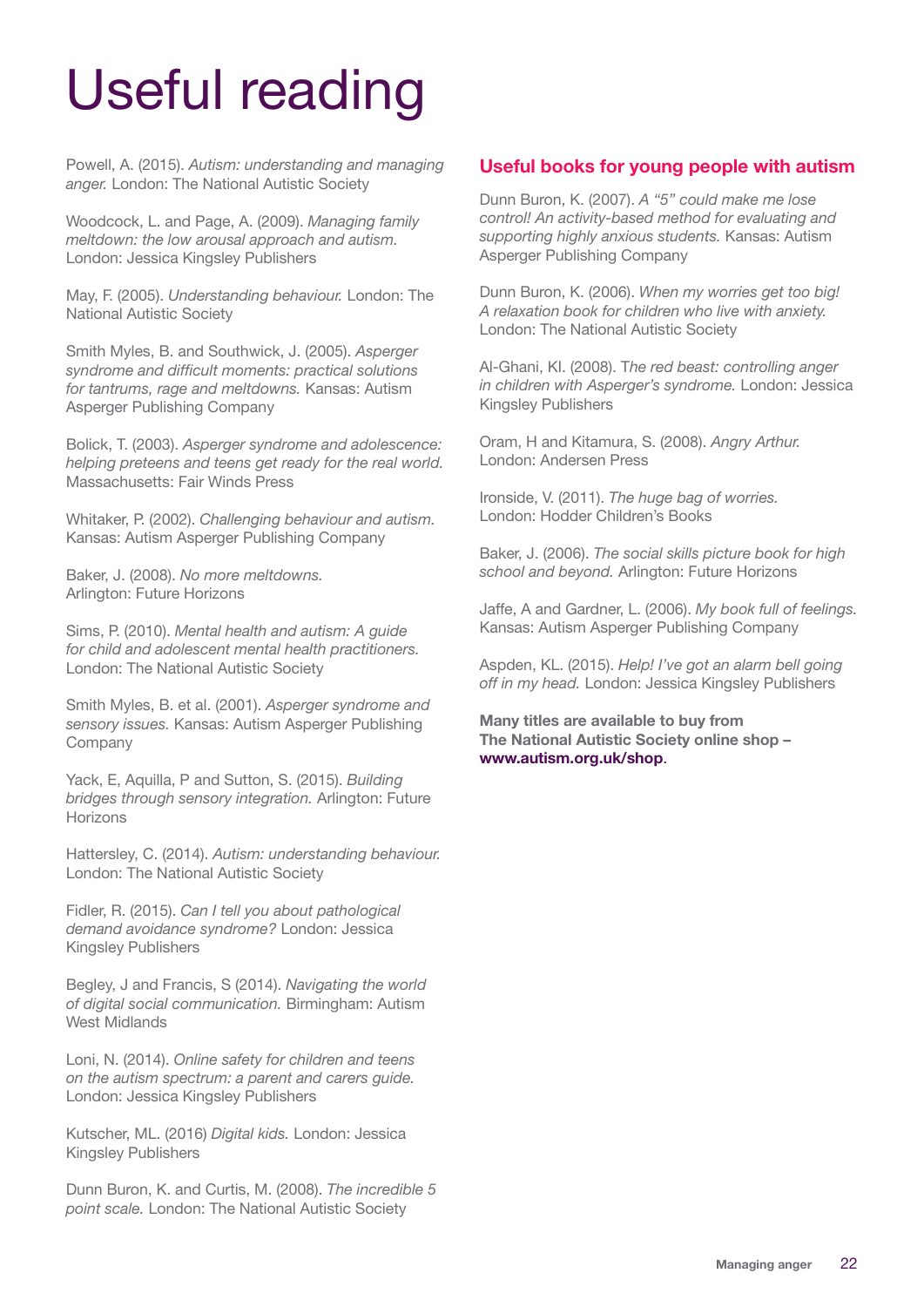# Useful reading

Powell, A. (2015). *Autism: understanding and managing anger.* London: The National Autistic Society

Woodcock, L. and Page, A. (2009). *Managing family meltdown: the low arousal approach and autism.* London: Jessica Kingsley Publishers

May, F. (2005). *Understanding behaviour.* London: The National Autistic Society

Smith Myles, B. and Southwick, J. (2005). *Asperger syndrome and difficult moments: practical solutions for tantrums, rage and meltdowns.* Kansas: Autism Asperger Publishing Company

Bolick, T. (2003). *Asperger syndrome and adolescence: helping preteens and teens get ready for the real world.* Massachusetts: Fair Winds Press

Whitaker, P. (2002). *Challenging behaviour and autism.* Kansas: Autism Asperger Publishing Company

Baker, J. (2008). *No more meltdowns.* Arlington: Future Horizons

Sims, P. (2010). *Mental health and autism: A guide for child and adolescent mental health practitioners.* London: The National Autistic Society

Smith Myles, B. et al. (2001). *Asperger syndrome and sensory issues.* Kansas: Autism Asperger Publishing Company

Yack, E, Aquilla, P and Sutton, S. (2015). *Building bridges through sensory integration.* Arlington: Future Horizons

Hattersley, C. (2014). *Autism: understanding behaviour.* London: The National Autistic Society

Fidler, R. (2015). *Can I tell you about pathological demand avoidance syndrome?* London: Jessica Kingsley Publishers

Begley, J and Francis, S (2014). *Navigating the world of digital social communication.* Birmingham: Autism West Midlands

Loni, N. (2014). *Online safety for children and teens on the autism spectrum: a parent and carers guide.* London: Jessica Kingsley Publishers

Kutscher, ML. (2016) *Digital kids.* London: Jessica Kingsley Publishers

Dunn Buron, K. and Curtis, M. (2008). *The incredible 5 point scale.* London: The National Autistic Society

## Useful books for young people with autism

Dunn Buron, K. (2007). *A "5" could make me lose control! An activity-based method for evaluating and supporting highly anxious students.* Kansas: Autism Asperger Publishing Company

Dunn Buron, K. (2006). *When my worries get too big! A relaxation book for children who live with anxiety.* London: The National Autistic Society

Al-Ghani, KI. (2008). *The red beast: controlling anger in children with Asperger's syndrome.* London: Jessica Kingsley Publishers

Oram, H and Kitamura, S. (2008). *Angry Arthur.* London: Andersen Press

Ironside, V. (2011). *The huge bag of worries.* London: Hodder Children's Books

Baker, J. (2006). *The social skills picture book for high school and beyond.* Arlington: Future Horizons

Jaffe, A and Gardner, L. (2006). *My book full of feelings.* Kansas: Autism Asperger Publishing Company

Aspden, KL. (2015). *Help! I've got an alarm bell going off in my head.* London: Jessica Kingsley Publishers

**Many titles are available to buy from The National Autistic Society online shop – www.autism.org.uk/shop.**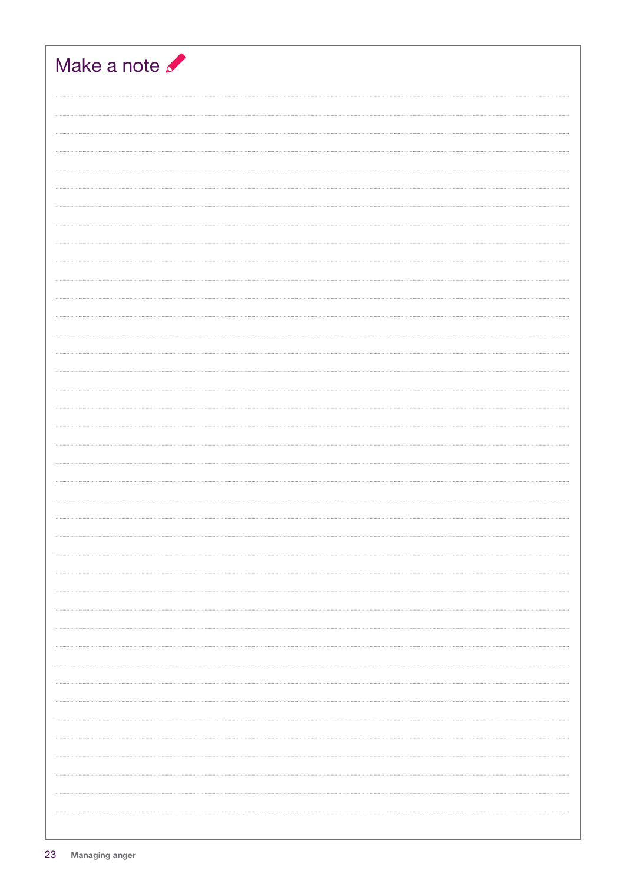# Make a note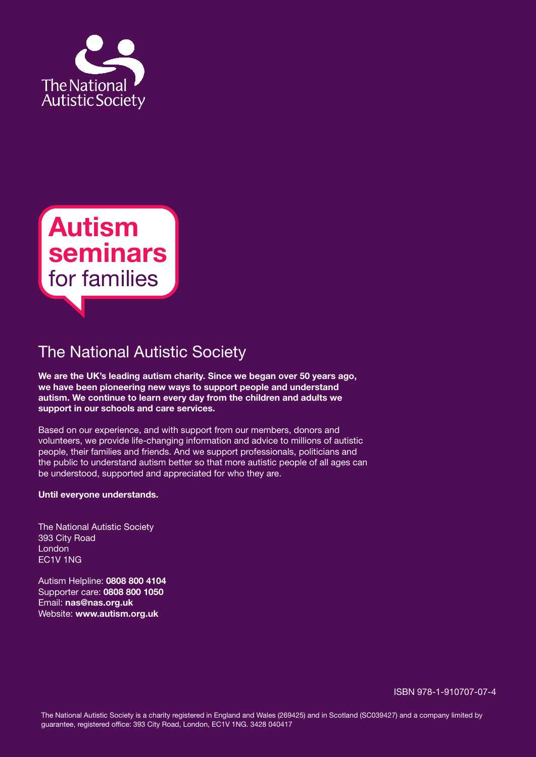The National Autistic Society

**Autism seminars** for families

## The National Autistic Society

**We are the UK's leading autism charity. Since we began over 50 years ago, we have been pioneering new ways to support people and understand autism. We continue to learn every day from the children and adults we support in our schools and care services.**

Based on our experience, and with support from our members, donors and volunteers, we provide life-changing information and advice to millions of autistic people, their families and friends. And we support professionals, politicians and the public to understand autism better so that more autistic people of all ages can be understood, supported and appreciated for who they are.

**Until everyone understands.**

The National Autistic Society
393 City Road
London
EC1V 1NG

Autism Helpline: **0808 800 4104**
Supporter care: **0808 800 1050**
Email: **nas@nas.org.uk**
Website: **www.autism.org.uk**

ISBN 978-1-910707-07-4

The National Autistic Society is a charity registered in England and Wales (269425) and in Scotland (SC039427) and a company limited by guarantee, registered office: 393 City Road, London, EC1V 1NG. 3428 040417